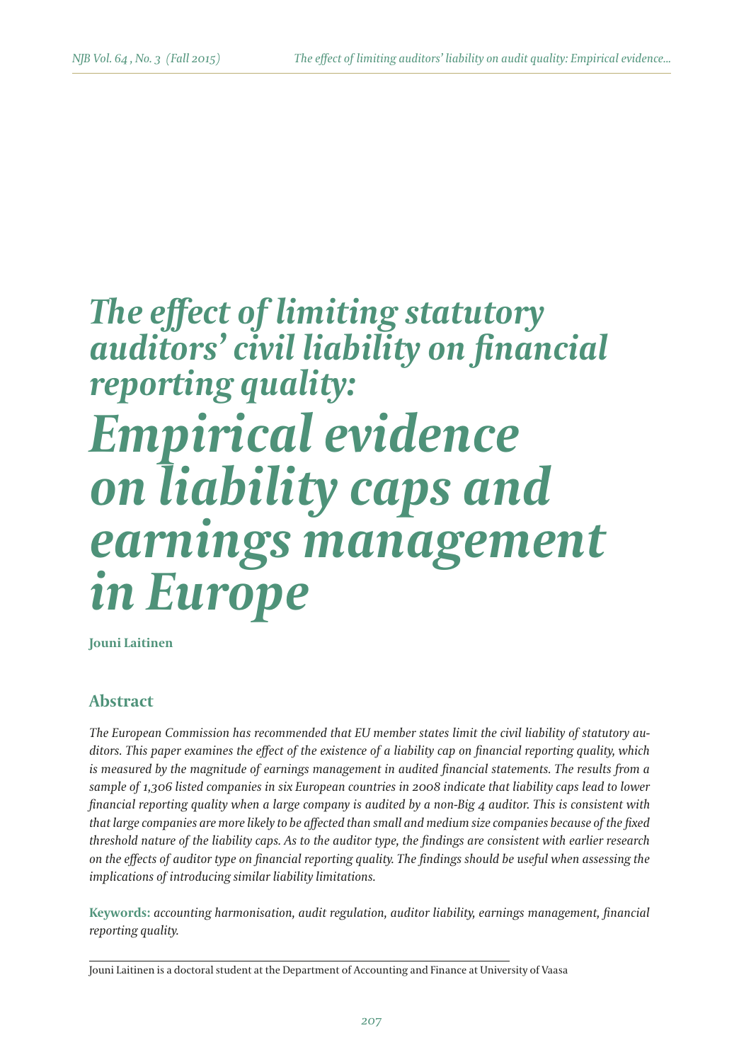# *The effect of limiting statutory auditors' civil liability on financial reporting quality:* *Empirical evidence on liability caps and earnings management in Europe*

**Jouni Laitinen**

## Abstract

*The European Commission has recommended that EU member states limit the civil liability of statutory auditors. This paper examines the effect of the existence of a liability cap on financial reporting quality, which is measured by the magnitude of earnings management in audited financial statements. The results from a sample of 1,306 listed companies in six European countries in 2008 indicate that liability caps lead to lower financial reporting quality when a large company is audited by a non-Big 4 auditor. This is consistent with that large companies are more likely to be affected than small and medium size companies because of the fixed threshold nature of the liability caps. As to the auditor type, the findings are consistent with earlier research on the effects of auditor type on financial reporting quality. The findings should be useful when assessing the implications of introducing similar liability limitations.*

**Keywords:** *accounting harmonisation, audit regulation, auditor liability, earnings management, financial reporting quality.*

---

Jouni Laitinen is a doctoral student at the Department of Accounting and Finance at University of Vaasa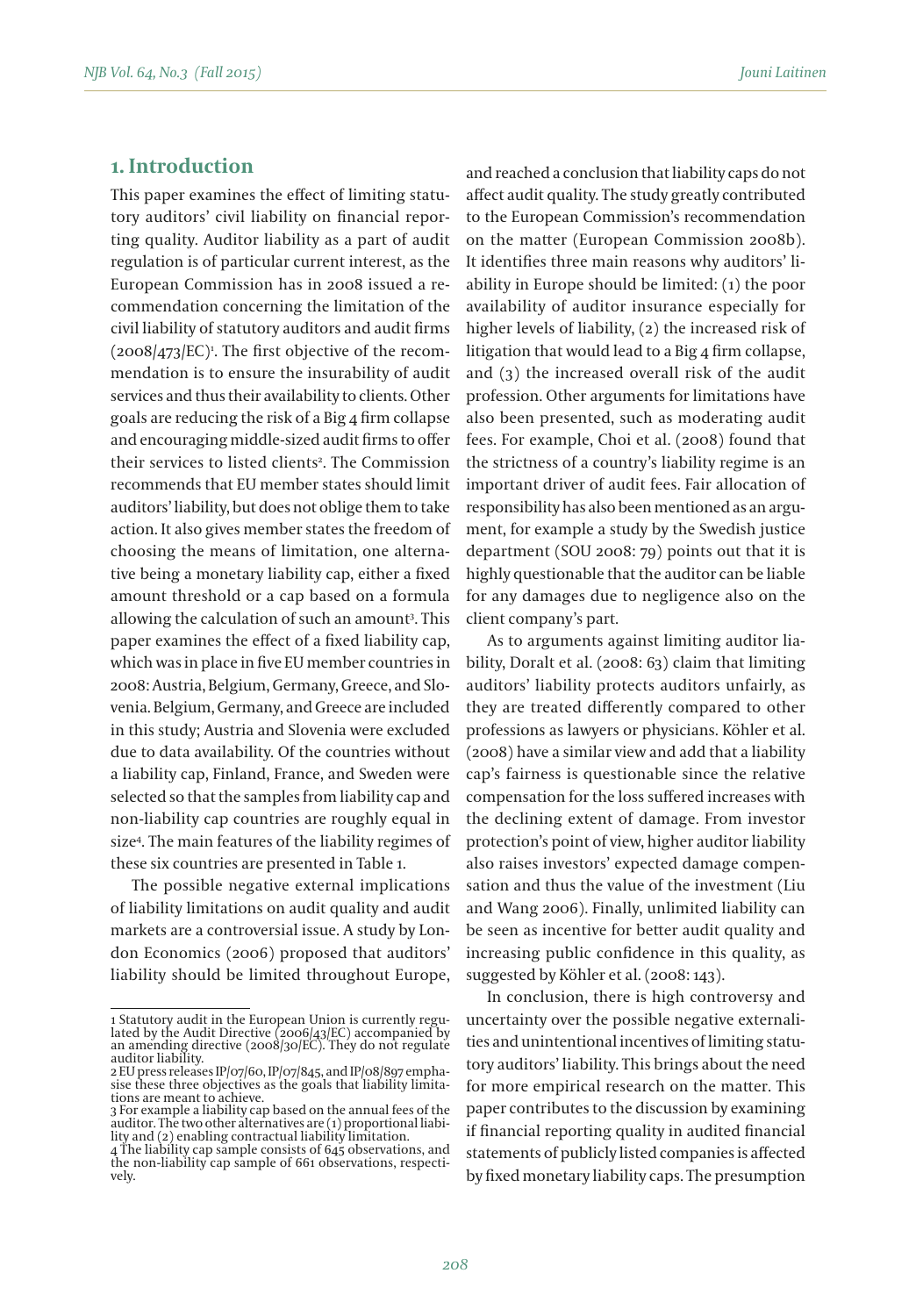## 1. Introduction

This paper examines the effect of limiting statutory auditors' civil liability on financial reporting quality. Auditor liability as a part of audit regulation is of particular current interest, as the European Commission has in 2008 issued a recommendation concerning the limitation of the civil liability of statutory auditors and audit firms (2008/473/EC)[1]. The first objective of the recommendation is to ensure the insurability of audit services and thus their availability to clients. Other goals are reducing the risk of a Big 4 firm collapse and encouraging middle-sized audit firms to offer their services to listed clients[2]. The Commission recommends that EU member states should limit auditors' liability, but does not oblige them to take action. It also gives member states the freedom of choosing the means of limitation, one alternative being a monetary liability cap, either a fixed amount threshold or a cap based on a formula allowing the calculation of such an amount[3]. This paper examines the effect of a fixed liability cap, which was in place in five EU member countries in 2008: Austria, Belgium, Germany, Greece, and Slovenia. Belgium, Germany, and Greece are included in this study; Austria and Slovenia were excluded due to data availability. Of the countries without a liability cap, Finland, France, and Sweden were selected so that the samples from liability cap and non-liability cap countries are roughly equal in size[4]. The main features of the liability regimes of these six countries are presented in Table 1.

The possible negative external implications of liability limitations on audit quality and audit markets are a controversial issue. A study by London Economics (2006) proposed that auditors' liability should be limited throughout Europe, and reached a conclusion that liability caps do not affect audit quality. The study greatly contributed to the European Commission's recommendation on the matter (European Commission 2008b). It identifies three main reasons why auditors' liability in Europe should be limited: (1) the poor availability of auditor insurance especially for higher levels of liability, (2) the increased risk of litigation that would lead to a Big 4 firm collapse, and (3) the increased overall risk of the audit profession. Other arguments for limitations have also been presented, such as moderating audit fees. For example, Choi et al. (2008) found that the strictness of a country's liability regime is an important driver of audit fees. Fair allocation of responsibility has also been mentioned as an argument, for example a study by the Swedish justice department (SOU 2008: 79) points out that it is highly questionable that the auditor can be liable for any damages due to negligence also on the client company's part.

As to arguments against limiting auditor liability, Doralt et al. (2008: 63) claim that limiting auditors' liability protects auditors unfairly, as they are treated differently compared to other professions as lawyers or physicians. Köhler et al. (2008) have a similar view and add that a liability cap's fairness is questionable since the relative compensation for the loss suffered increases with the declining extent of damage. From investor protection's point of view, higher auditor liability also raises investors' expected damage compensation and thus the value of the investment (Liu and Wang 2006). Finally, unlimited liability can be seen as incentive for better audit quality and increasing public confidence in this quality, as suggested by Köhler et al. (2008: 143).

In conclusion, there is high controversy and uncertainty over the possible negative externalities and unintentional incentives of limiting statutory auditors' liability. This brings about the need for more empirical research on the matter. This paper contributes to the discussion by examining if financial reporting quality in audited financial statements of publicly listed companies is affected by fixed monetary liability caps. The presumption

---

[1] Statutory audit in the European Union is currently regulated by the Audit Directive (2006/43/EC) accompanied by an amending directive (2008/30/EC). They do not regulate auditor liability.

[2] EU press releases IP/07/60, IP/07/845, and IP/08/897 emphasise these three objectives as the goals that liability limitations are meant to achieve.

[3] For example a liability cap based on the annual fees of the auditor. The two other alternatives are (1) proportional liability and (2) enabling contractual liability limitation.

[4] The liability cap sample consists of 645 observations, and the non-liability cap sample of 661 observations, respectively.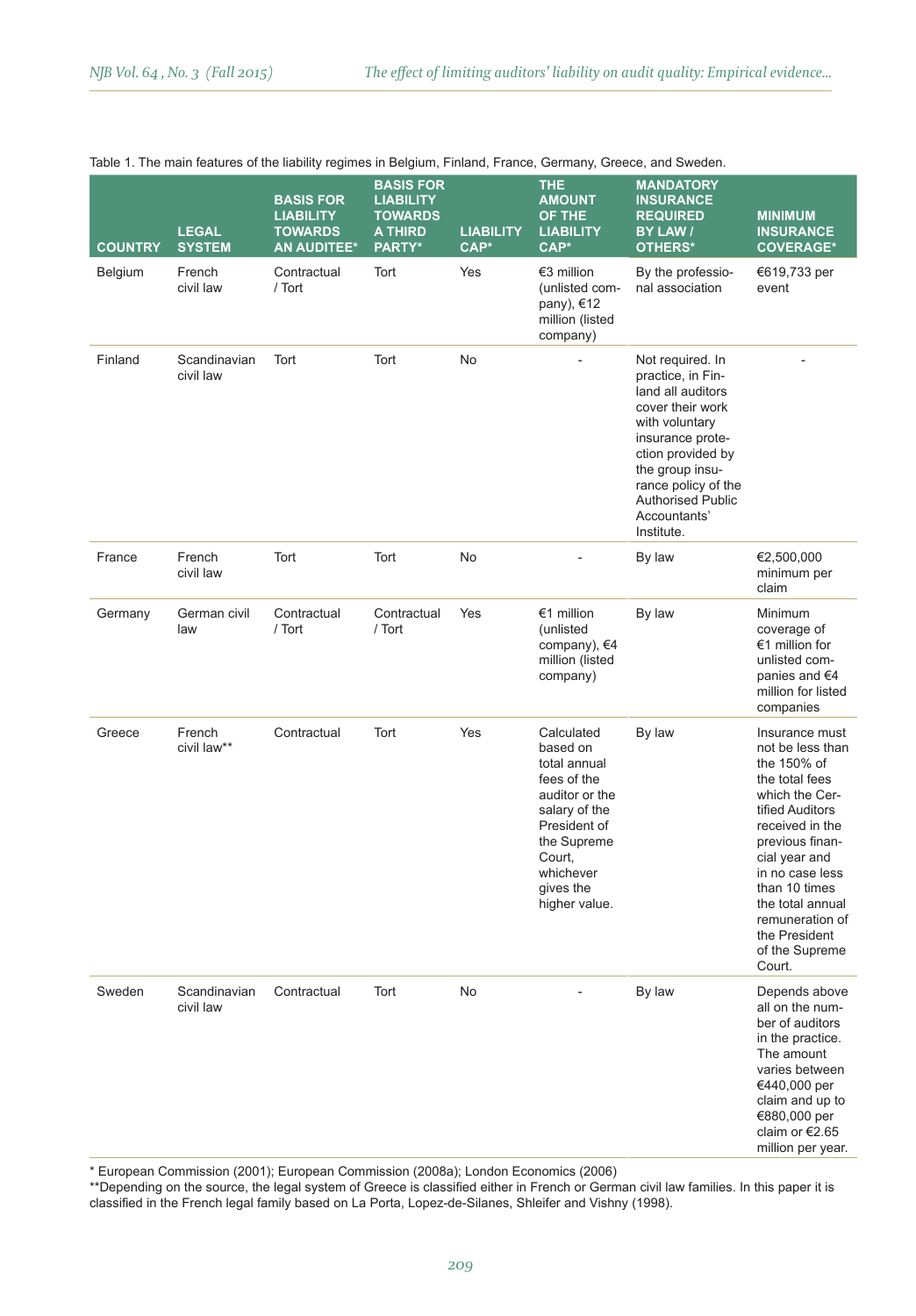Table 1. The main features of the liability regimes in Belgium, Finland, France, Germany, Greece, and Sweden.

| COUNTRY | LEGAL SYSTEM | BASIS FOR LIABILITY TOWARDS AN AUDITEE* | BASIS FOR LIABILITY TOWARDS A THIRD PARTY* | LIABILITY CAP* | THE AMOUNT OF THE LIABILITY CAP* | MANDATORY INSURANCE REQUIRED BY LAW / OTHERS* | MINIMUM INSURANCE COVERAGE* |
|---|---|---|---|---|---|---|---|
| Belgium | French civil law | Contractual / Tort | Tort | Yes | €3 million (unlisted company), €12 million (listed company) | By the professional association | €619,733 per event |
| Finland | Scandinavian civil law | Tort | Tort | No | - | Not required. In practice, in Finland all auditors cover their work with voluntary insurance protection provided by the group insurance policy of the Authorised Public Accountants' Institute. | - |
| France | French civil law | Tort | Tort | No | - | By law | €2,500,000 minimum per claim |
| Germany | German civil law | Contractual / Tort | Contractual / Tort | Yes | €1 million (unlisted company), €4 million (listed company) | By law | Minimum coverage of €1 million for unlisted companies and €4 million for listed companies |
| Greece | French civil law** | Contractual | Tort | Yes | Calculated based on total annual fees of the auditor or the salary of the President of the Supreme Court, whichever gives the higher value. | By law | Insurance must not be less than the 150% of the total fees which the Certified Auditors received in the previous financial year and in no case less than 10 times the total annual remuneration of the President of the Supreme Court. |
| Sweden | Scandinavian civil law | Contractual | Tort | No | - | By law | Depends above all on the number of auditors in the practice. The amount varies between €440,000 per claim and up to €880,000 per claim or €2.65 million per year. |

\* European Commission (2001); European Commission (2008a); London Economics (2006)

\*\*Depending on the source, the legal system of Greece is classified either in French or German civil law families. In this paper it is classified in the French legal family based on La Porta, Lopez-de-Silanes, Shleifer and Vishny (1998).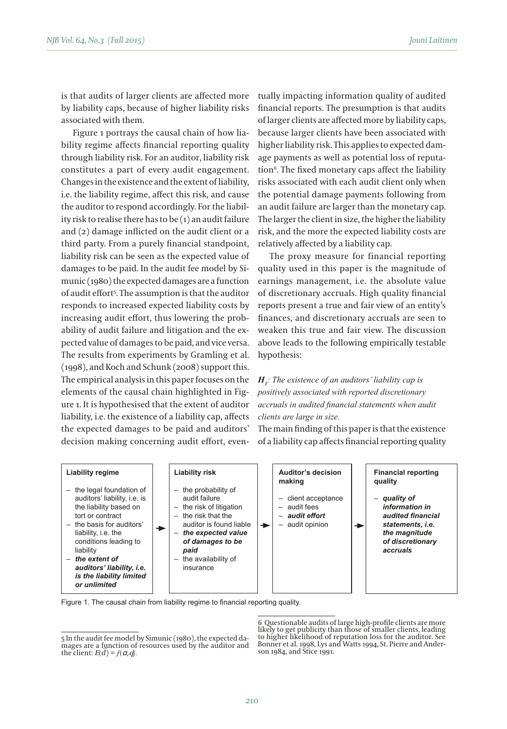is that audits of larger clients are affected more by liability caps, because of higher liability risks associated with them.

Figure 1 portrays the causal chain of how liability regime affects financial reporting quality through liability risk. For an auditor, liability risk constitutes a part of every audit engagement. Changes in the existence and the extent of liability, i.e. the liability regime, affect this risk, and cause the auditor to respond accordingly. For the liability risk to realise there has to be (1) an audit failure and (2) damage inflicted on the audit client or a third party. From a purely financial standpoint, liability risk can be seen as the expected value of damages to be paid. In the audit fee model by Simunic (1980) the expected damages are a function of audit effort[5]. The assumption is that the auditor responds to increased expected liability costs by increasing audit effort, thus lowering the probability of audit failure and litigation and the expected value of damages to be paid, and vice versa. The results from experiments by Gramling et al. (1998), and Koch and Schunk (2008) support this. The empirical analysis in this paper focuses on the elements of the causal chain highlighted in Figure 1. It is hypothesised that the extent of auditor liability, i.e. the existence of a liability cap, affects the expected damages to be paid and auditors' decision making concerning audit effort, eventually impacting information quality of audited financial reports. The presumption is that audits of larger clients are affected more by liability caps, because larger clients have been associated with higher liability risk. This applies to expected damage payments as well as potential loss of reputation[6]. The fixed monetary caps affect the liability risks associated with each audit client only when the potential damage payments following from an audit failure are larger than the monetary cap. The larger the client in size, the higher the liability risk, and the more the expected liability costs are relatively affected by a liability cap.

The proxy measure for financial reporting quality used in this paper is the magnitude of earnings management, i.e. the absolute value of discretionary accruals. High quality financial reports present a true and fair view of an entity's finances, and discretionary accruals are seen to weaken this true and fair view. The discussion above leads to the following empirically testable hypothesis:

***$H_1$**: The existence of an auditors' liability cap is positively associated with reported discretionary accruals in audited financial statements when audit clients are large in size.*

The main finding of this paper is that the existence of a liability cap affects financial reporting quality

| Liability regime | → | Liability risk | → | Auditor's decision making | → | Financial reporting quality |
|---|---|---|---|---|---|---|
| – the legal foundation of auditors' liability, i.e. is the liability based on tort or contract<br>– the basis for auditors' liability, i.e. the conditions leading to liability<br>– ***the extent of auditors' liability, i.e. is the liability limited or unlimited*** | | – the probability of audit failure<br>– the risk of litigation<br>– the risk that the auditor is found liable<br>– ***the expected value of damages to be paid***<br>– the availability of insurance | | – client acceptance<br>– audit fees<br>– ***audit effort***<br>– audit opinion | | – ***quality of information in audited financial statements, i.e. the magnitude of discretionary accruals*** |

Figure 1. The causal chain from liability regime to financial reporting quality.

---

5 In the audit fee model by Simunic (1980), the expected damages are a function of resources used by the auditor and the client: $E(d) = f(a,q)$.

6 Questionable audits of large high-profile clients are more likely to get publicity than those of smaller clients, leading to higher likelihood of reputation loss for the auditor. See Bonner et al. 1998, Lys and Watts 1994, St. Pierre and Anderson 1984, and Stice 1991.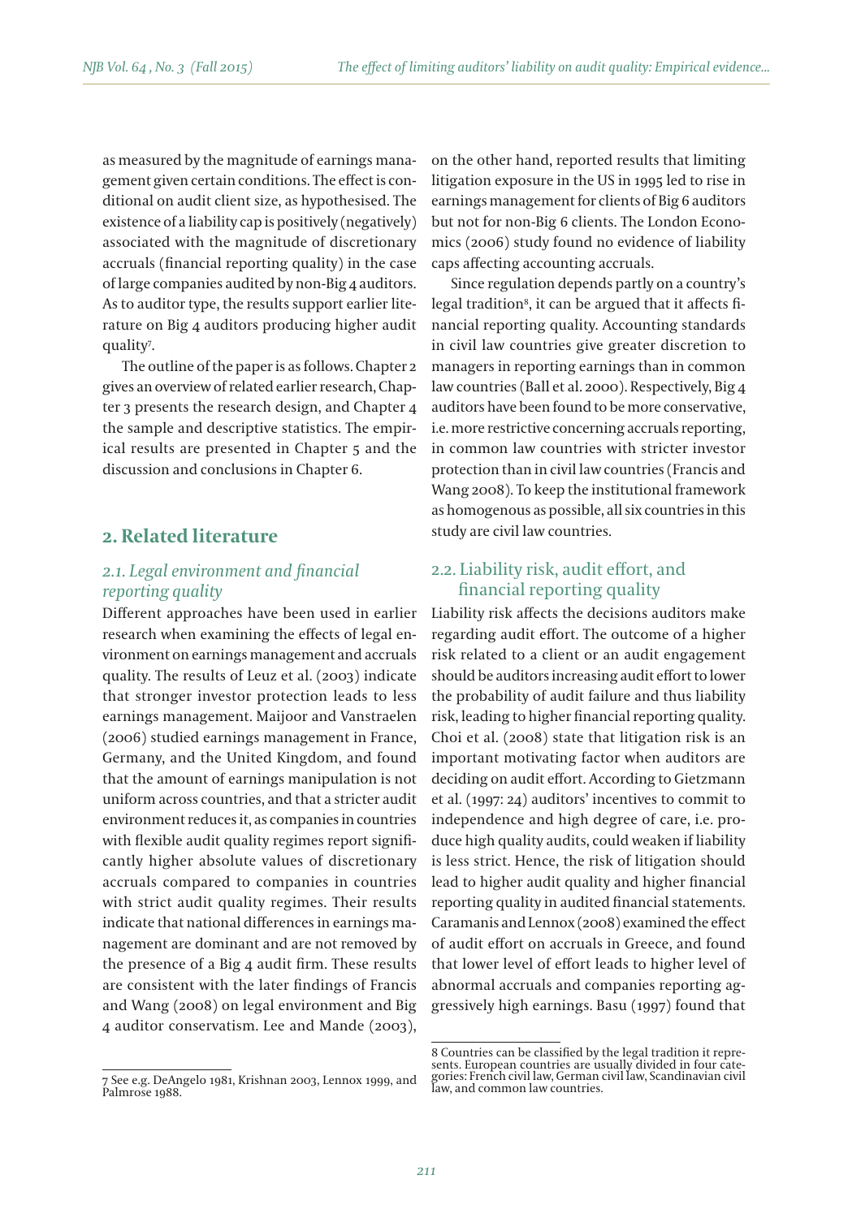as measured by the magnitude of earnings management given certain conditions. The effect is conditional on audit client size, as hypothesised. The existence of a liability cap is positively (negatively) associated with the magnitude of discretionary accruals (financial reporting quality) in the case of large companies audited by non-Big 4 auditors. As to auditor type, the results support earlier literature on Big 4 auditors producing higher audit quality[7].

The outline of the paper is as follows. Chapter 2 gives an overview of related earlier research, Chapter 3 presents the research design, and Chapter 4 the sample and descriptive statistics. The empirical results are presented in Chapter 5 and the discussion and conclusions in Chapter 6.

## 2. Related literature

### *2.1. Legal environment and financial reporting quality*

Different approaches have been used in earlier research when examining the effects of legal environment on earnings management and accruals quality. The results of Leuz et al. (2003) indicate that stronger investor protection leads to less earnings management. Maijoor and Vanstraelen (2006) studied earnings management in France, Germany, and the United Kingdom, and found that the amount of earnings manipulation is not uniform across countries, and that a stricter audit environment reduces it, as companies in countries with flexible audit quality regimes report significantly higher absolute values of discretionary accruals compared to companies in countries with strict audit quality regimes. Their results indicate that national differences in earnings management are dominant and are not removed by the presence of a Big 4 audit firm. These results are consistent with the later findings of Francis and Wang (2008) on legal environment and Big 4 auditor conservatism. Lee and Mande (2003), on the other hand, reported results that limiting litigation exposure in the US in 1995 led to rise in earnings management for clients of Big 6 auditors but not for non-Big 6 clients. The London Economics (2006) study found no evidence of liability caps affecting accounting accruals.

Since regulation depends partly on a country's legal tradition[8], it can be argued that it affects financial reporting quality. Accounting standards in civil law countries give greater discretion to managers in reporting earnings than in common law countries (Ball et al. 2000). Respectively, Big 4 auditors have been found to be more conservative, i.e. more restrictive concerning accruals reporting, in common law countries with stricter investor protection than in civil law countries (Francis and Wang 2008). To keep the institutional framework as homogenous as possible, all six countries in this study are civil law countries.

### 2.2. Liability risk, audit effort, and financial reporting quality

Liability risk affects the decisions auditors make regarding audit effort. The outcome of a higher risk related to a client or an audit engagement should be auditors increasing audit effort to lower the probability of audit failure and thus liability risk, leading to higher financial reporting quality. Choi et al. (2008) state that litigation risk is an important motivating factor when auditors are deciding on audit effort. According to Gietzmann et al. (1997: 24) auditors' incentives to commit to independence and high degree of care, i.e. produce high quality audits, could weaken if liability is less strict. Hence, the risk of litigation should lead to higher audit quality and higher financial reporting quality in audited financial statements. Caramanis and Lennox (2008) examined the effect of audit effort on accruals in Greece, and found that lower level of effort leads to higher level of abnormal accruals and companies reporting aggressively high earnings. Basu (1997) found that

7 See e.g. DeAngelo 1981, Krishnan 2003, Lennox 1999, and Palmrose 1988.

8 Countries can be classified by the legal tradition it represents. European countries are usually divided in four categories: French civil law, German civil law, Scandinavian civil law, and common law countries.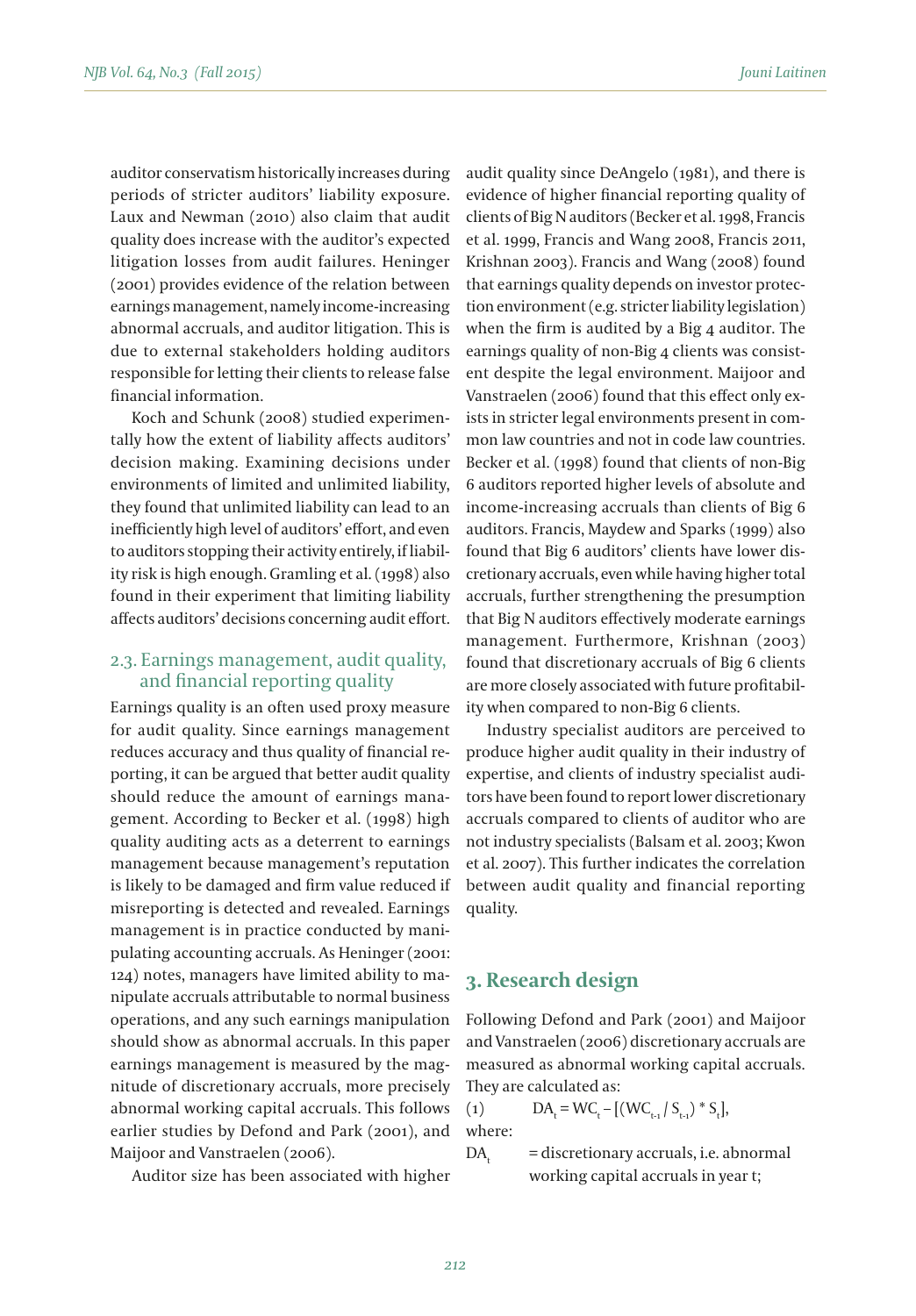auditor conservatism historically increases during periods of stricter auditors' liability exposure. Laux and Newman (2010) also claim that audit quality does increase with the auditor's expected litigation losses from audit failures. Heninger (2001) provides evidence of the relation between earnings management, namely income-increasing abnormal accruals, and auditor litigation. This is due to external stakeholders holding auditors responsible for letting their clients to release false financial information.

Koch and Schunk (2008) studied experimentally how the extent of liability affects auditors' decision making. Examining decisions under environments of limited and unlimited liability, they found that unlimited liability can lead to an inefficiently high level of auditors' effort, and even to auditors stopping their activity entirely, if liability risk is high enough. Gramling et al. (1998) also found in their experiment that limiting liability affects auditors' decisions concerning audit effort.

### 2.3. Earnings management, audit quality, and financial reporting quality

Earnings quality is an often used proxy measure for audit quality. Since earnings management reduces accuracy and thus quality of financial reporting, it can be argued that better audit quality should reduce the amount of earnings management. According to Becker et al. (1998) high quality auditing acts as a deterrent to earnings management because management's reputation is likely to be damaged and firm value reduced if misreporting is detected and revealed. Earnings management is in practice conducted by manipulating accounting accruals. As Heninger (2001: 124) notes, managers have limited ability to manipulate accruals attributable to normal business operations, and any such earnings manipulation should show as abnormal accruals. In this paper earnings management is measured by the magnitude of discretionary accruals, more precisely abnormal working capital accruals. This follows earlier studies by Defond and Park (2001), and Maijoor and Vanstraelen (2006).

Auditor size has been associated with higher audit quality since DeAngelo (1981), and there is evidence of higher financial reporting quality of clients of Big N auditors (Becker et al. 1998, Francis et al. 1999, Francis and Wang 2008, Francis 2011, Krishnan 2003). Francis and Wang (2008) found that earnings quality depends on investor protection environment (e.g. stricter liability legislation) when the firm is audited by a Big 4 auditor. The earnings quality of non-Big 4 clients was consistent despite the legal environment. Maijoor and Vanstraelen (2006) found that this effect only exists in stricter legal environments present in common law countries and not in code law countries. Becker et al. (1998) found that clients of non-Big 6 auditors reported higher levels of absolute and income-increasing accruals than clients of Big 6 auditors. Francis, Maydew and Sparks (1999) also found that Big 6 auditors' clients have lower discretionary accruals, even while having higher total accruals, further strengthening the presumption that Big N auditors effectively moderate earnings management. Furthermore, Krishnan (2003) found that discretionary accruals of Big 6 clients are more closely associated with future profitability when compared to non-Big 6 clients.

Industry specialist auditors are perceived to produce higher audit quality in their industry of expertise, and clients of industry specialist auditors have been found to report lower discretionary accruals compared to clients of auditor who are not industry specialists (Balsam et al. 2003; Kwon et al. 2007). This further indicates the correlation between audit quality and financial reporting quality.

## 3. Research design

Following Defond and Park (2001) and Maijoor and Vanstraelen (2006) discretionary accruals are measured as abnormal working capital accruals. They are calculated as:

(1) $$DA_t = WC_t - [(WC_{t-1} / S_{t-1}) * S_t],$$

where:

$DA_t$ = discretionary accruals, i.e. abnormal working capital accruals in year t;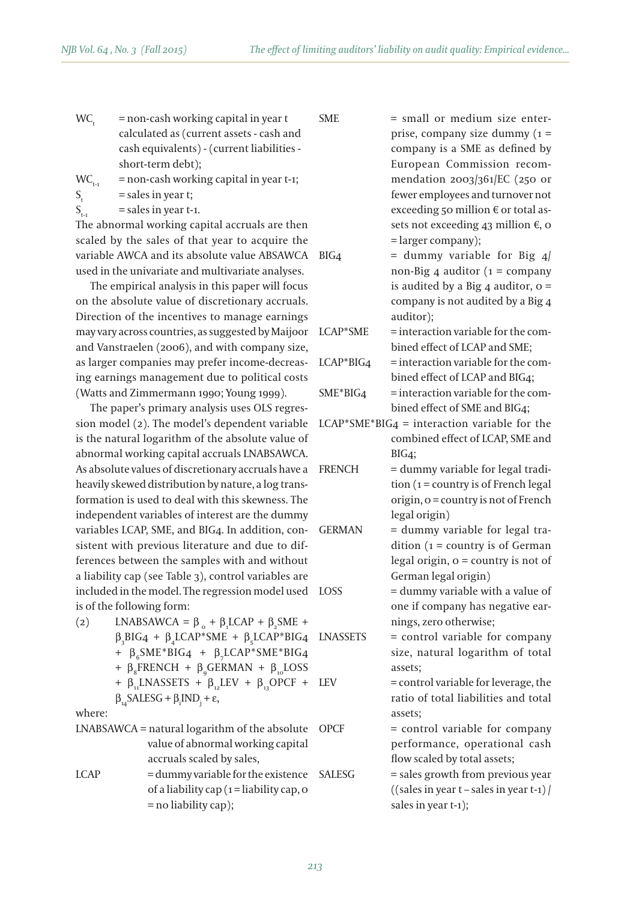$WC_t$ = non-cash working capital in year t calculated as (current assets - cash and cash equivalents) - (current liabilities - short-term debt);

$WC_{t-1}$ = non-cash working capital in year t-1;

$S_t$ = sales in year t;

$S_{t-1}$ = sales in year t-1.

The abnormal working capital accruals are then scaled by the sales of that year to acquire the variable AWCA and its absolute value ABSAWCA used in the univariate and multivariate analyses.

The empirical analysis in this paper will focus on the absolute value of discretionary accruals. Direction of the incentives to manage earnings may vary across countries, as suggested by Maijoor and Vanstraelen (2006), and with company size, as larger companies may prefer income-decreasing earnings management due to political costs (Watts and Zimmermann 1990; Young 1999).

The paper's primary analysis uses OLS regression model (2). The model's dependent variable is the natural logarithm of the absolute value of abnormal working capital accruals LNABSAWCA. As absolute values of discretionary accruals have a heavily skewed distribution by nature, a log transformation is used to deal with this skewness. The independent variables of interest are the dummy variables LCAP, SME, and BIG4. In addition, consistent with previous literature and due to differences between the samples with and without a liability cap (see Table 3), control variables are included in the model. The regression model used is of the following form:

$$(2) \quad LNABSAWCA = \beta_0 + \beta_1 LCAP + \beta_2 SME + \beta_3 BIG4 + \beta_4 LCAP*SME + \beta_5 LCAP*BIG4 + \beta_6 SME*BIG4 + \beta_7 LCAP*SME*BIG4 + \beta_8 FRENCH + \beta_9 GERMAN + \beta_{10} LOSS + \beta_{11} LNASSETS + \beta_{12} LEV + \beta_{13} OPCF + \beta_{14} SALESG + \beta_j IND_j + \varepsilon,$$

where:

LNABSAWCA = natural logarithm of the absolute value of abnormal working capital accruals scaled by sales,

LCAP = dummy variable for the existence of a liability cap (1 = liability cap, 0 = no liability cap);

SME = small or medium size enterprise, company size dummy (1 = company is a SME as defined by European Commission recommendation 2003/361/EC (250 or fewer employees and turnover not exceeding 50 million € or total assets not exceeding 43 million €, 0 = larger company);

BIG4 = dummy variable for Big 4/non-Big 4 auditor (1 = company is audited by a Big 4 auditor, 0 = company is not audited by a Big 4 auditor);

LCAP*SME = interaction variable for the combined effect of LCAP and SME;

LCAP*BIG4 = interaction variable for the combined effect of LCAP and BIG4;

SME*BIG4 = interaction variable for the combined effect of SME and BIG4;

LCAP*SME*BIG4 = interaction variable for the combined effect of LCAP, SME and BIG4;

FRENCH = dummy variable for legal tradition (1 = country is of French legal origin, 0 = country is not of French legal origin)

GERMAN = dummy variable for legal tradition (1 = country is of German legal origin, 0 = country is not of German legal origin)

LOSS = dummy variable with a value of one if company has negative earnings, zero otherwise;

LNASSETS = control variable for company size, natural logarithm of total assets;

LEV = control variable for leverage, the ratio of total liabilities and total assets;

OPCF = control variable for company performance, operational cash flow scaled by total assets;

SALESG = sales growth from previous year ((sales in year t – sales in year t-1) / sales in year t-1);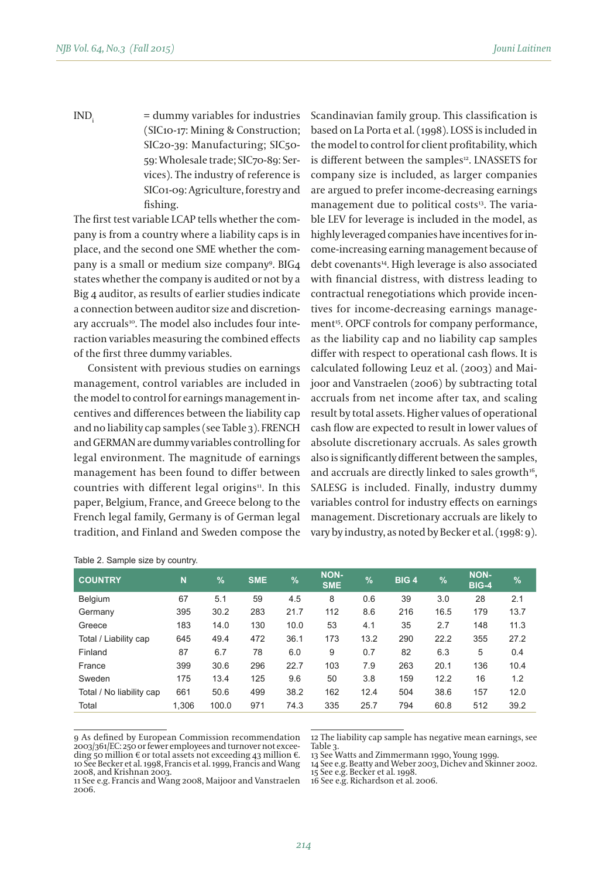$IND_i$ = dummy variables for industries (SIC10-17: Mining & Construction; SIC20-39: Manufacturing; SIC50-59: Wholesale trade; SIC70-89: Services). The industry of reference is SIC01-09: Agriculture, forestry and fishing.

The first test variable LCAP tells whether the company is from a country where a liability caps is in place, and the second one SME whether the company is a small or medium size company[9]. BIG4 states whether the company is audited or not by a Big 4 auditor, as results of earlier studies indicate a connection between auditor size and discretionary accruals[10]. The model also includes four interaction variables measuring the combined effects of the first three dummy variables.

Consistent with previous studies on earnings management, control variables are included in the model to control for earnings management incentives and differences between the liability cap and no liability cap samples (see Table 3). FRENCH and GERMAN are dummy variables controlling for legal environment. The magnitude of earnings management has been found to differ between countries with different legal origins[11]. In this paper, Belgium, France, and Greece belong to the French legal family, Germany is of German legal tradition, and Finland and Sweden compose the Scandinavian family group. This classification is based on La Porta et al. (1998). LOSS is included in the model to control for client profitability, which is different between the samples[12]. LNASSETS for company size is included, as larger companies are argued to prefer income-decreasing earnings management due to political costs[13]. The variable LEV for leverage is included in the model, as highly leveraged companies have incentives for income-increasing earning management because of debt covenants[14]. High leverage is also associated with financial distress, with distress leading to contractual renegotiations which provide incentives for income-decreasing earnings management[15]. OPCF controls for company performance, as the liability cap and no liability cap samples differ with respect to operational cash flows. It is calculated following Leuz et al. (2003) and Maijoor and Vanstraelen (2006) by subtracting total accruals from net income after tax, and scaling result by total assets. Higher values of operational cash flow are expected to result in lower values of absolute discretionary accruals. As sales growth also is significantly different between the samples, and accruals are directly linked to sales growth[16], SALESG is included. Finally, industry dummy variables control for industry effects on earnings management. Discretionary accruals are likely to vary by industry, as noted by Becker et al. (1998: 9).

Table 2. Sample size by country.

| COUNTRY | N | % | SME | % | NON-SME | % | BIG 4 | % | NON-BIG-4 | % |
|---|---|---|---|---|---|---|---|---|---|---|
| Belgium | 67 | 5.1 | 59 | 4.5 | 8 | 0.6 | 39 | 3.0 | 28 | 2.1 |
| Germany | 395 | 30.2 | 283 | 21.7 | 112 | 8.6 | 216 | 16.5 | 179 | 13.7 |
| Greece | 183 | 14.0 | 130 | 10.0 | 53 | 4.1 | 35 | 2.7 | 148 | 11.3 |
| Total / Liability cap | 645 | 49.4 | 472 | 36.1 | 173 | 13.2 | 290 | 22.2 | 355 | 27.2 |
| Finland | 87 | 6.7 | 78 | 6.0 | 9 | 0.7 | 82 | 6.3 | 5 | 0.4 |
| France | 399 | 30.6 | 296 | 22.7 | 103 | 7.9 | 263 | 20.1 | 136 | 10.4 |
| Sweden | 175 | 13.4 | 125 | 9.6 | 50 | 3.8 | 159 | 12.2 | 16 | 1.2 |
| Total / No liability cap | 661 | 50.6 | 499 | 38.2 | 162 | 12.4 | 504 | 38.6 | 157 | 12.0 |
| Total | 1,306 | 100.0 | 971 | 74.3 | 335 | 25.7 | 794 | 60.8 | 512 | 39.2 |

9 As defined by European Commission recommendation 2003/361/EC: 250 or fewer employees and turnover not exceeding 50 million € or total assets not exceeding 43 million €.

10 See Becker et al. 1998, Francis et al. 1999, Francis and Wang 2008, and Krishnan 2003.

11 See e.g. Francis and Wang 2008, Maijoor and Vanstraelen 2006.

12 The liability cap sample has negative mean earnings, see Table 3.

13 See Watts and Zimmermann 1990, Young 1999.

14 See e.g. Beatty and Weber 2003, Dichev and Skinner 2002.

15 See e.g. Becker et al. 1998.

16 See e.g. Richardson et al. 2006.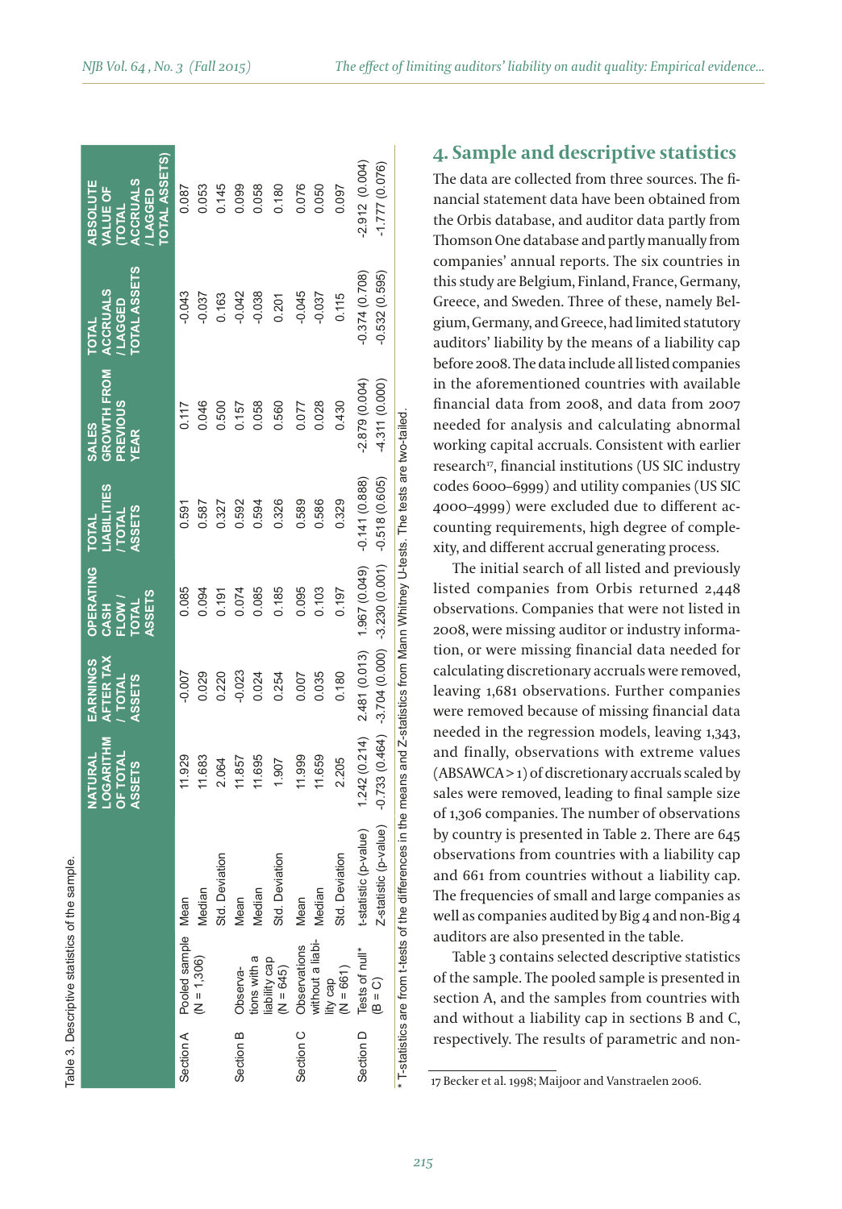Table 3. Descriptive statistics of the sample.

| | | | NATURAL LOGARITHM OF TOTAL ASSETS | EARNINGS AFTER TAX / TOTAL ASSETS | OPERATING CASH FLOW / TOTAL ASSETS | TOTAL LIABILITIES / TOTAL ASSETS | SALES GROWTH FROM PREVIOUS YEAR | TOTAL ACCRUALS / LAGGED TOTAL ASSETS | ABSOLUTE VALUE OF (TOTAL ACCRUALS / LAGGED TOTAL ASSETS) |
|---|---|---|---|---|---|---|---|---|---|
| Section A | Pooled sample (N = 1,306) | Mean | 11.929 | -0.007 | 0.085 | 0.591 | 0.117 | -0.043 | 0.087 |
| | | Median | 11.683 | 0.029 | 0.094 | 0.587 | 0.046 | -0.037 | 0.053 |
| | | Std. Deviation | 2.064 | 0.220 | 0.191 | 0.327 | 0.500 | 0.163 | 0.145 |
| Section B | Observations with a liability cap (N = 645) | Mean | 11.857 | -0.023 | 0.074 | 0.592 | 0.157 | -0.042 | 0.099 |
| | | Median | 11.695 | 0.024 | 0.085 | 0.594 | 0.058 | -0.038 | 0.058 |
| | | Std. Deviation | 1.907 | 0.254 | 0.185 | 0.326 | 0.560 | 0.201 | 0.180 |
| Section C | Observations without a liability cap (N = 661) | Mean | 11.999 | 0.007 | 0.095 | 0.589 | 0.077 | -0.045 | 0.076 |
| | | Median | 11.659 | 0.035 | 0.103 | 0.586 | 0.028 | -0.037 | 0.050 |
| | | Std. Deviation | 2.205 | 0.180 | 0.197 | 0.329 | 0.430 | 0.115 | 0.097 |
| Section D | Tests of null* (B = C) | t-statistic (p-value) | 1.242 (0.214) | 2.481 (0.013) | 1.967 (0.049) | -0.141 (0.888) | -2.879 (0.004) | -0.374 (0.708) | -2.912 (0.004) |
| | | Z-statistic (p-value) | -0.733 (0.464) | -3.704 (0.000) | -3.230 (0.001) | -0.518 (0.605) | -4.311 (0.000) | -0.532 (0.595) | -1.777 (0.076) |

\* T-statistics are from t-tests of the differences in the means and Z-statistics from Mann Whitney U-tests. The tests are two-tailed.

## 4. Sample and descriptive statistics

The data are collected from three sources. The financial statement data have been obtained from the Orbis database, and auditor data partly from Thomson One database and partly manually from companies' annual reports. The six countries in this study are Belgium, Finland, France, Germany, Greece, and Sweden. Three of these, namely Belgium, Germany, and Greece, had limited statutory auditors' liability by the means of a liability cap before 2008. The data include all listed companies in the aforementioned countries with available financial data from 2008, and data from 2007 needed for analysis and calculating abnormal working capital accruals. Consistent with earlier research[17], financial institutions (US SIC industry codes 6000–6999) and utility companies (US SIC 4000–4999) were excluded due to different accounting requirements, high degree of complexity, and different accrual generating process.

The initial search of all listed and previously listed companies from Orbis returned 2,448 observations. Companies that were not listed in 2008, were missing auditor or industry information, or were missing financial data needed for calculating discretionary accruals were removed, leaving 1,681 observations. Further companies were removed because of missing financial data needed in the regression models, leaving 1,343, and finally, observations with extreme values (ABSAWCA > 1) of discretionary accruals scaled by sales were removed, leading to final sample size of 1,306 companies. The number of observations by country is presented in Table 2. There are 645 observations from countries with a liability cap and 661 from countries without a liability cap. The frequencies of small and large companies as well as companies audited by Big 4 and non-Big 4 auditors are also presented in the table.

Table 3 contains selected descriptive statistics of the sample. The pooled sample is presented in section A, and the samples from countries with and without a liability cap in sections B and C, respectively. The results of parametric and non-

17 Becker et al. 1998; Maijoor and Vanstraelen 2006.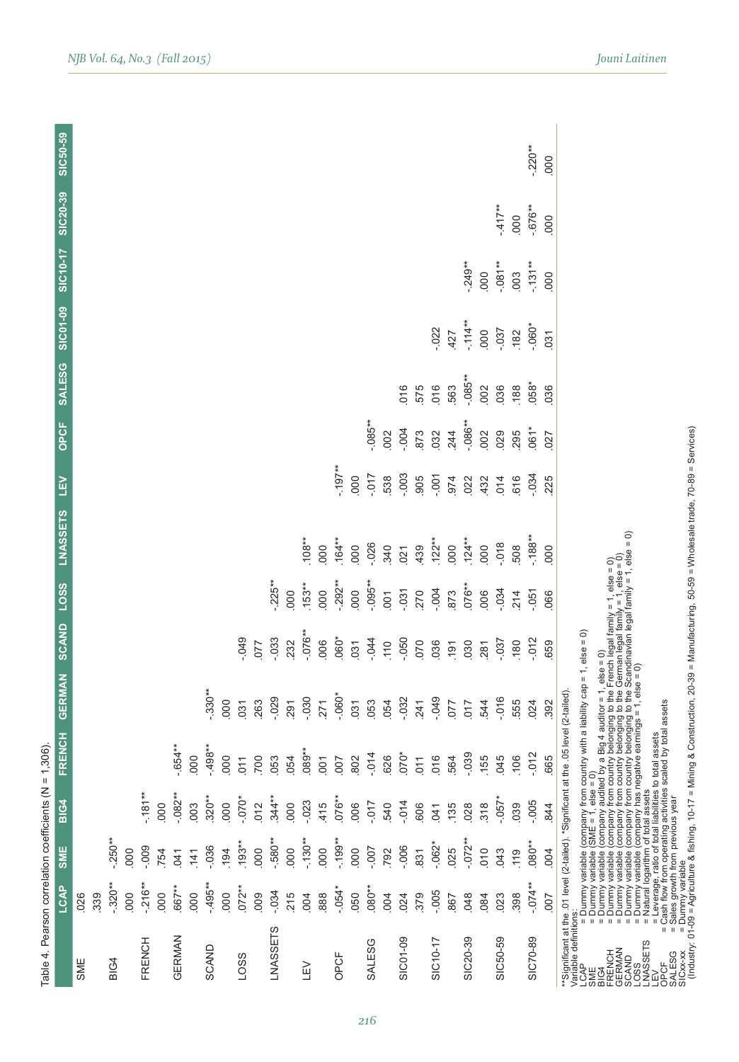Table 4. Pearson correlation coefficients (N = 1,306).

| | LCAP | SME | BIG4 | FRENCH | GERMAN | SCAND | LOSS | LNASSETS | LEV | OPCF | SALESG | SIC01-09 | SIC10-17 | SIC20-39 | SIC50-59 |
|---|---|---|---|---|---|---|---|---|---|---|---|---|---|---|---|
| SME | .026 | | | | | | | | | | | | | | |
| | .339 | | | | | | | | | | | | | | |
| BIG4 | -.320** | -.250** | | | | | | | | | | | | | |
| | .000 | .000 | | | | | | | | | | | | | |
| FRENCH | -.216** | -.009 | -.181** | | | | | | | | | | | | |
| | .000 | .754 | .000 | | | | | | | | | | | | |
| GERMAN | .667** | .041 | -.082** | -.654** | | | | | | | | | | | |
| | .000 | .141 | .003 | .000 | | | | | | | | | | | |
| SCAND | -.495** | -.036 | .320** | -.498** | -.330** | | | | | | | | | | |
| | .000 | .194 | .000 | .000 | .000 | | | | | | | | | | |
| LOSS | .072** | .193** | -.070* | .011 | .031 | -.049 | | | | | | | | | |
| | .009 | .000 | .012 | .700 | .263 | .077 | | | | | | | | | |
| LNASSETS | -.034 | -.580** | .344** | .053 | -.029 | -.033 | -.225** | | | | | | | | |
| | .215 | .000 | .000 | .054 | .291 | .232 | .000 | | | | | | | | |
| LEV | .004 | -.130** | -.023 | .089** | -.030 | -.076** | .153** | .108** | | | | | | | |
| | .888 | .000 | .415 | .001 | .271 | .006 | .000 | .000 | | | | | | | |
| OPCF | -.054* | -.199** | .076** | .007 | -.060* | .060* | -.292** | .164** | -.197** | | | | | | |
| | .050 | .000 | .006 | .802 | .031 | .031 | .000 | .000 | .000 | | | | | | |
| SALESG | .080** | -.007 | -.017 | -.014 | .053 | -.044 | -.095** | -.026 | -.017 | -.085** | | | | | |
| | .004 | .792 | .540 | .626 | .054 | .110 | .001 | .340 | .538 | .002 | | | | | |
| SIC01-09 | .024 | -.006 | -.014 | .070* | -.032 | -.050 | -.031 | .021 | -.003 | -.004 | .016 | | | | |
| | .379 | .831 | .606 | .011 | .241 | .070 | .270 | .439 | .905 | .873 | .575 | | | | |
| SIC10-17 | -.005 | -.062* | .041 | .016 | -.049 | .036 | -.004 | .122** | -.001 | .032 | .016 | -.022 | | | |
| | .867 | .025 | .135 | .564 | .077 | .191 | .873 | .000 | .974 | .244 | .563 | .427 | | | |
| SIC20-39 | .048 | -.072** | .028 | -.039 | .017 | .030 | .076** | .124** | .022 | -.086** | -.085** | -.114** | -.249** | | |
| | .084 | .010 | .318 | .155 | .544 | .281 | .006 | .000 | .432 | .002 | .002 | .000 | .000 | | |
| SIC50-59 | .023 | .043 | -.057* | .045 | -.016 | -.037 | -.034 | -.018 | .014 | .029 | .036 | -.037 | -.081** | -.417** | |
| | .398 | .119 | .039 | .106 | .555 | .180 | .214 | .508 | .616 | .295 | .188 | .182 | .003 | .000 | |
| SIC70-89 | -.074** | .080** | -.005 | -.012 | .024 | -.012 | -.051 | -.188** | -.034 | .061* | .058* | -.060* | -.131** | -.676** | -.220** |
| | .007 | .004 | .844 | .665 | .392 | .659 | .066 | .000 | .225 | .027 | .036 | .031 | .000 | .000 | .000 |

**Significant at the .01 level (2-tailed). *Significant at the .05 level (2-tailed).

Variable definitions:
LCAP = Dummy variable (company from country with a liability cap = 1, else = 0)
SME = Dummy variable (SME = 1, else = 0)
BIG4 = Dummy variable (company audited by a Big 4 auditor = 1, else = 0)
FRENCH = Dummy variable (company from country belonging to the French legal family = 1, else = 0)
GERMAN = Dummy variable (company from country belonging to the German legal family = 1, else = 0)
SCAND = Dummy variable (company from country belonging to the Scandinavian legal family = 1, else = 0)
LOSS = Dummy variable (company has negative earnings = 1, else = 0)
LNASSETS = Natural logarithm of total assets
LEV = Leverage, ratio of total liabilities to total assets
OPCF = Cash flow from operating activities scaled by total assets
SALESG = Sales growth from previous year
SICxx-xx = Dummy variable
(Industry: 01-09 = Agriculture & fishing, 10-17 = Mining & Construction, 20-39 = Manufacturing, 50-59 = Wholesale trade, 70-89 = Services)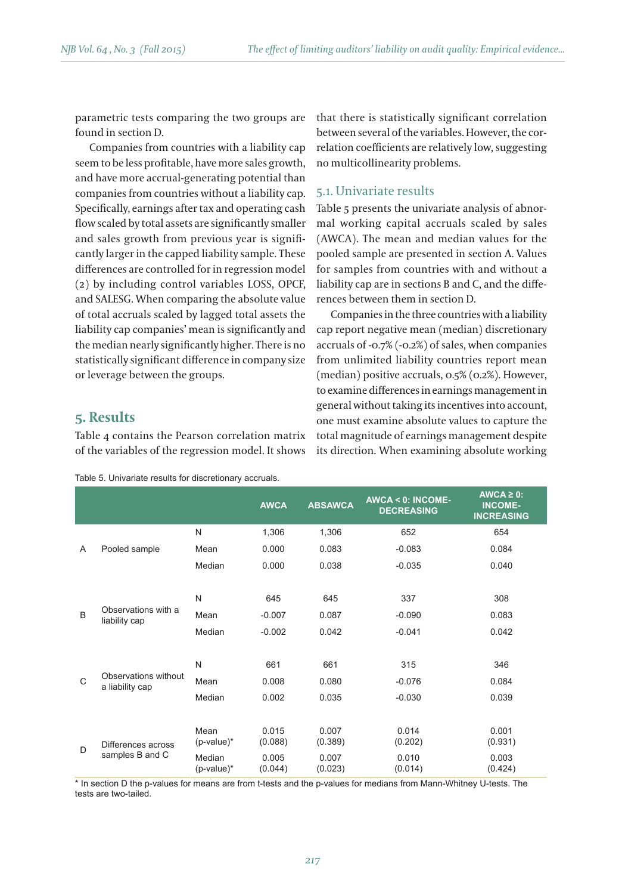parametric tests comparing the two groups are found in section D.

Companies from countries with a liability cap seem to be less profitable, have more sales growth, and have more accrual-generating potential than companies from countries without a liability cap. Specifically, earnings after tax and operating cash flow scaled by total assets are significantly smaller and sales growth from previous year is significantly larger in the capped liability sample. These differences are controlled for in regression model (2) by including control variables LOSS, OPCF, and SALESG. When comparing the absolute value of total accruals scaled by lagged total assets the liability cap companies' mean is significantly and the median nearly significantly higher. There is no statistically significant difference in company size or leverage between the groups.

## 5. Results

Table 4 contains the Pearson correlation matrix of the variables of the regression model. It shows that there is statistically significant correlation between several of the variables. However, the correlation coefficients are relatively low, suggesting no multicollinearity problems.

### 5.1. Univariate results

Table 5 presents the univariate analysis of abnormal working capital accruals scaled by sales (AWCA). The mean and median values for the pooled sample are presented in section A. Values for samples from countries with and without a liability cap are in sections B and C, and the differences between them in section D.

Companies in the three countries with a liability cap report negative mean (median) discretionary accruals of -0.7% (-0.2%) of sales, when companies from unlimited liability countries report mean (median) positive accruals, 0.5% (0.2%). However, to examine differences in earnings management in general without taking its incentives into account, one must examine absolute values to capture the total magnitude of earnings management despite its direction. When examining absolute working

Table 5. Univariate results for discretionary accruals.

| | | | AWCA | ABSAWCA | AWCA < 0: INCOME-DECREASING | AWCA ≥ 0: INCOME-INCREASING |
|---|---|---|---|---|---|---|
| A | Pooled sample | N | 1,306 | 1,306 | 652 | 654 |
| | | Mean | 0.000 | 0.083 | -0.083 | 0.084 |
| | | Median | 0.000 | 0.038 | -0.035 | 0.040 |
| B | Observations with a liability cap | N | 645 | 645 | 337 | 308 |
| | | Mean | -0.007 | 0.087 | -0.090 | 0.083 |
| | | Median | -0.002 | 0.042 | -0.041 | 0.042 |
| C | Observations without a liability cap | N | 661 | 661 | 315 | 346 |
| | | Mean | 0.008 | 0.080 | -0.076 | 0.084 |
| | | Median | 0.002 | 0.035 | -0.030 | 0.039 |
| D | Differences across samples B and C | Mean (p-value)* | 0.015 (0.088) | 0.007 (0.389) | 0.014 (0.202) | 0.001 (0.931) |
| | | Median (p-value)* | 0.005 (0.044) | 0.007 (0.023) | 0.010 (0.014) | 0.003 (0.424) |

\* In section D the p-values for means are from t-tests and the p-values for medians from Mann-Whitney U-tests. The tests are two-tailed.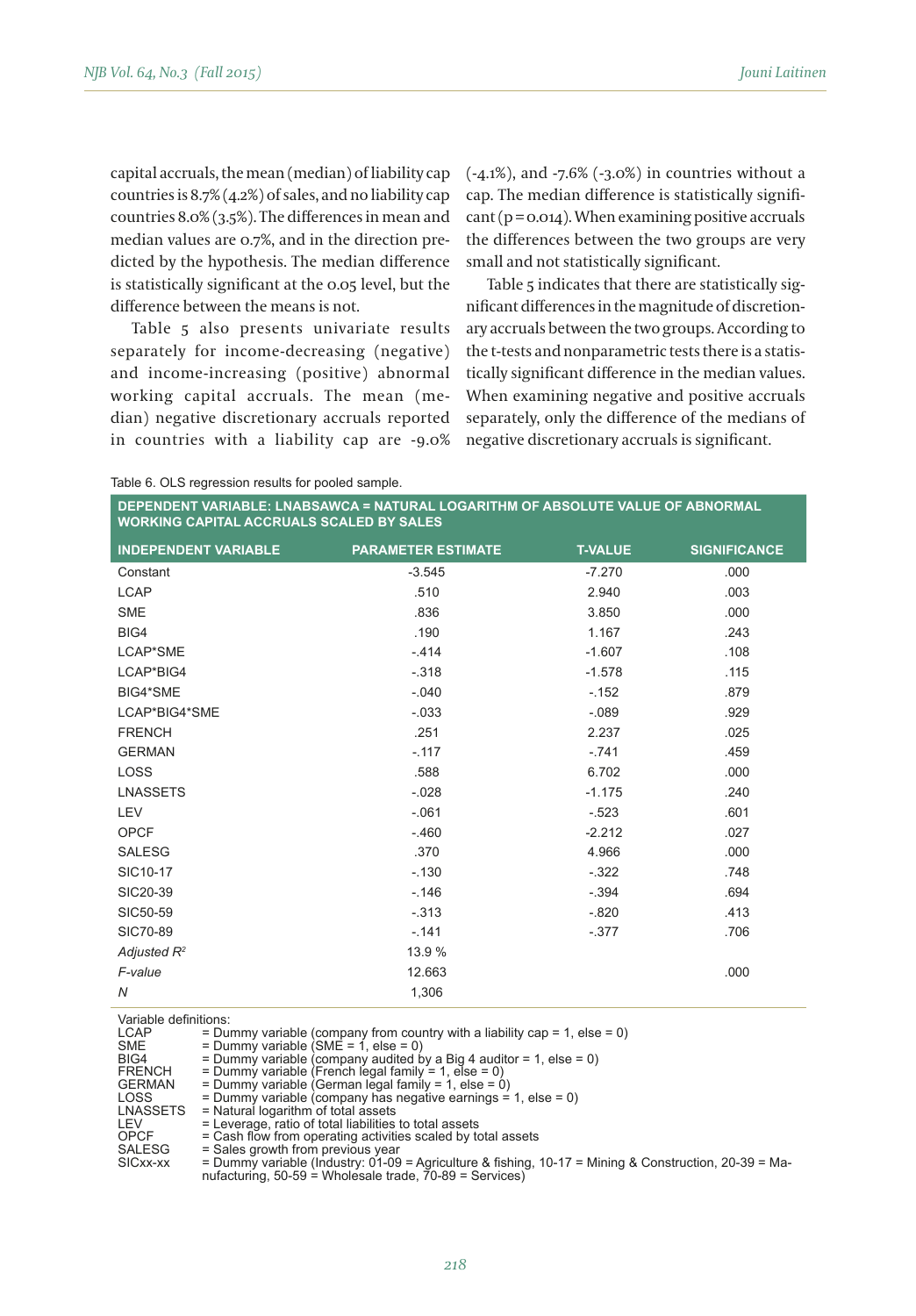capital accruals, the mean (median) of liability cap countries is 8.7% (4.2%) of sales, and no liability cap countries 8.0% (3.5%). The differences in mean and median values are 0.7%, and in the direction predicted by the hypothesis. The median difference is statistically significant at the 0.05 level, but the difference between the means is not.

Table 5 also presents univariate results separately for income-decreasing (negative) and income-increasing (positive) abnormal working capital accruals. The mean (median) negative discretionary accruals reported in countries with a liability cap are -9.0% (-4.1%), and -7.6% (-3.0%) in countries without a cap. The median difference is statistically significant (p = 0.014). When examining positive accruals the differences between the two groups are very small and not statistically significant.

Table 5 indicates that there are statistically significant differences in the magnitude of discretionary accruals between the two groups. According to the t-tests and nonparametric tests there is a statistically significant difference in the median values. When examining negative and positive accruals separately, only the difference of the medians of negative discretionary accruals is significant.

Table 6. OLS regression results for pooled sample.

| DEPENDENT VARIABLE: LNABSAWCA = NATURAL LOGARITHM OF ABSOLUTE VALUE OF ABNORMAL WORKING CAPITAL ACCRUALS SCALED BY SALES | | | |
|---|---|---|---|
| **INDEPENDENT VARIABLE** | **PARAMETER ESTIMATE** | **T-VALUE** | **SIGNIFICANCE** |
| Constant | -3.545 | -7.270 | .000 |
| LCAP | .510 | 2.940 | .003 |
| SME | .836 | 3.850 | .000 |
| BIG4 | .190 | 1.167 | .243 |
| LCAP*SME | -.414 | -1.607 | .108 |
| LCAP*BIG4 | -.318 | -1.578 | .115 |
| BIG4*SME | -.040 | -.152 | .879 |
| LCAP*BIG4*SME | -.033 | -.089 | .929 |
| FRENCH | .251 | 2.237 | .025 |
| GERMAN | -.117 | -.741 | .459 |
| LOSS | .588 | 6.702 | .000 |
| LNASSETS | -.028 | -1.175 | .240 |
| LEV | -.061 | -.523 | .601 |
| OPCF | -.460 | -2.212 | .027 |
| SALESG | .370 | 4.966 | .000 |
| SIC10-17 | -.130 | -.322 | .748 |
| SIC20-39 | -.146 | -.394 | .694 |
| SIC50-59 | -.313 | -.820 | .413 |
| SIC70-89 | -.141 | -.377 | .706 |
| *Adjusted $R^2$* | 13.9 % | | |
| *F-value* | 12.663 | | .000 |
| *N* | 1,306 | | |

Variable definitions:

- LCAP = Dummy variable (company from country with a liability cap = 1, else = 0)
- SME = Dummy variable (SME = 1, else = 0)
- BIG4 = Dummy variable (company audited by a Big 4 auditor = 1, else = 0)
- FRENCH = Dummy variable (French legal family = 1, else = 0)
- GERMAN = Dummy variable (German legal family = 1, else = 0)
- LOSS = Dummy variable (company has negative earnings = 1, else = 0)
- LNASSETS = Natural logarithm of total assets
- LEV = Leverage, ratio of total liabilities to total assets
- OPCF = Cash flow from operating activities scaled by total assets
- SALESG = Sales growth from previous year
- SICxx-xx = Dummy variable (Industry: 01-09 = Agriculture & fishing, 10-17 = Mining & Construction, 20-39 = Manufacturing, 50-59 = Wholesale trade, 70-89 = Services)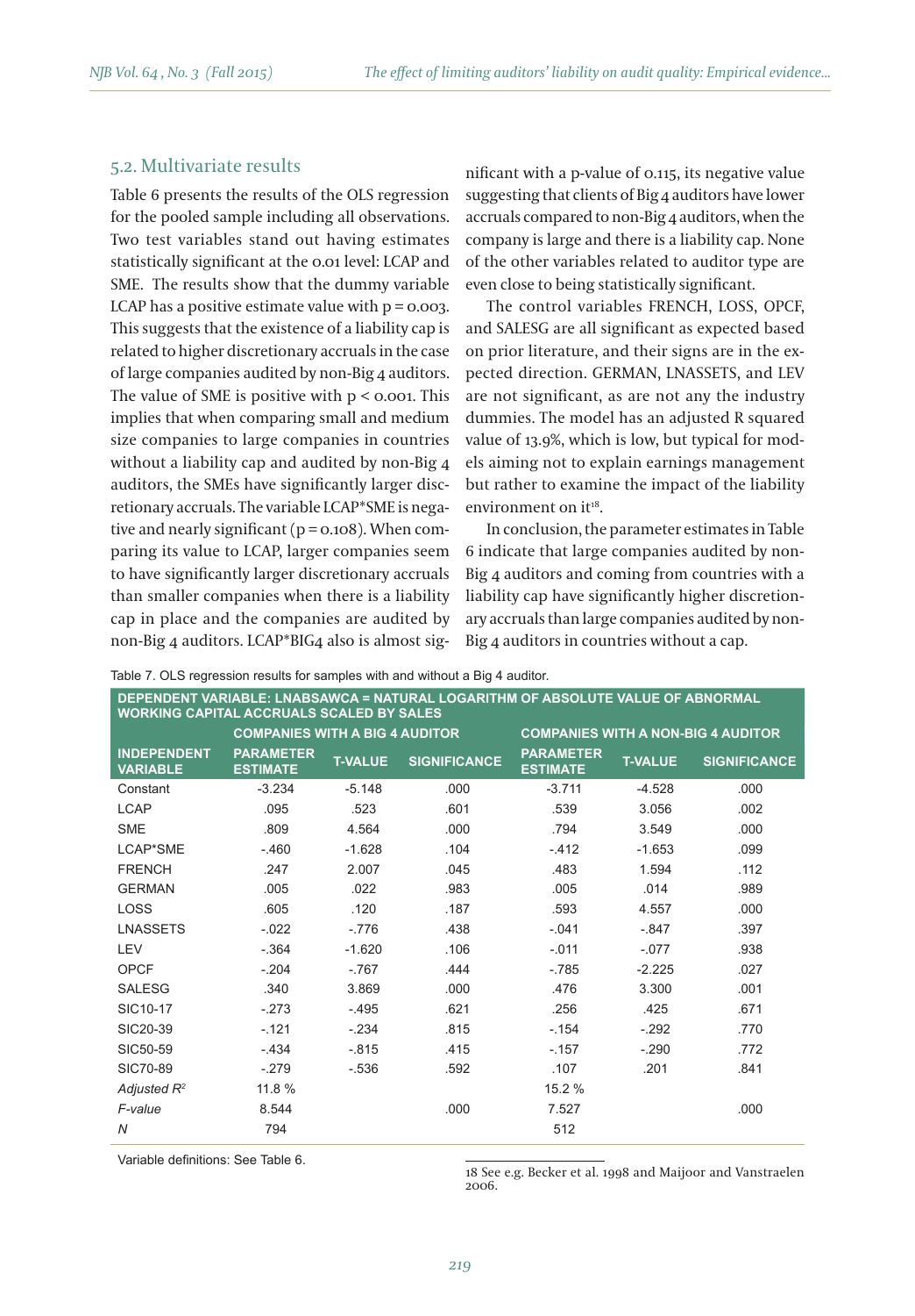## 5.2. Multivariate results

Table 6 presents the results of the OLS regression for the pooled sample including all observations. Two test variables stand out having estimates statistically significant at the 0.01 level: LCAP and SME. The results show that the dummy variable LCAP has a positive estimate value with $p = 0.003$. This suggests that the existence of a liability cap is related to higher discretionary accruals in the case of large companies audited by non-Big 4 auditors. The value of SME is positive with $p < 0.001$. This implies that when comparing small and medium size companies to large companies in countries without a liability cap and audited by non-Big 4 auditors, the SMEs have significantly larger discretionary accruals. The variable LCAP*SME is negative and nearly significant ($p = 0.108$). When comparing its value to LCAP, larger companies seem to have significantly larger discretionary accruals than smaller companies when there is a liability cap in place and the companies are audited by non-Big 4 auditors. LCAP*BIG4 also is almost significant with a p-value of 0.115, its negative value suggesting that clients of Big 4 auditors have lower accruals compared to non-Big 4 auditors, when the company is large and there is a liability cap. None of the other variables related to auditor type are even close to being statistically significant.

The control variables FRENCH, LOSS, OPCF, and SALESG are all significant as expected based on prior literature, and their signs are in the expected direction. GERMAN, LNASSETS, and LEV are not significant, as are not any the industry dummies. The model has an adjusted R squared value of 13.9%, which is low, but typical for models aiming not to explain earnings management but rather to examine the impact of the liability environment on it[18].

In conclusion, the parameter estimates in Table 6 indicate that large companies audited by non-Big 4 auditors and coming from countries with a liability cap have significantly higher discretionary accruals than large companies audited by non-Big 4 auditors in countries without a cap.

Table 7. OLS regression results for samples with and without a Big 4 auditor.

| DEPENDENT VARIABLE: LNABSAWCA = NATURAL LOGARITHM OF ABSOLUTE VALUE OF ABNORMAL WORKING CAPITAL ACCRUALS SCALED BY SALES | | | | | | |
|---|---|---|---|---|---|---|
| | COMPANIES WITH A BIG 4 AUDITOR | | | COMPANIES WITH A NON-BIG 4 AUDITOR | | |
| INDEPENDENT VARIABLE | PARAMETER ESTIMATE | T-VALUE | SIGNIFICANCE | PARAMETER ESTIMATE | T-VALUE | SIGNIFICANCE |
| Constant | -3.234 | -5.148 | .000 | -3.711 | -4.528 | .000 |
| LCAP | .095 | .523 | .601 | .539 | 3.056 | .002 |
| SME | .809 | 4.564 | .000 | .794 | 3.549 | .000 |
| LCAP*SME | -.460 | -1.628 | .104 | -.412 | -1.653 | .099 |
| FRENCH | .247 | 2.007 | .045 | .483 | 1.594 | .112 |
| GERMAN | .005 | .022 | .983 | .005 | .014 | .989 |
| LOSS | .605 | .120 | .187 | .593 | 4.557 | .000 |
| LNASSETS | -.022 | -.776 | .438 | -.041 | -.847 | .397 |
| LEV | -.364 | -1.620 | .106 | -.011 | -.077 | .938 |
| OPCF | -.204 | -.767 | .444 | -.785 | -2.225 | .027 |
| SALESG | .340 | 3.869 | .000 | .476 | 3.300 | .001 |
| SIC10-17 | -.273 | -.495 | .621 | .256 | .425 | .671 |
| SIC20-39 | -.121 | -.234 | .815 | -.154 | -.292 | .770 |
| SIC50-59 | -.434 | -.815 | .415 | -.157 | -.290 | .772 |
| SIC70-89 | -.279 | -.536 | .592 | .107 | .201 | .841 |
| *Adjusted $R^2$* | 11.8 % | | | 15.2 % | | |
| *F-value* | 8.544 | | .000 | 7.527 | | .000 |
| *N* | 794 | | | 512 | | |

Variable definitions: See Table 6.

18 See e.g. Becker et al. 1998 and Maijoor and Vanstraelen 2006.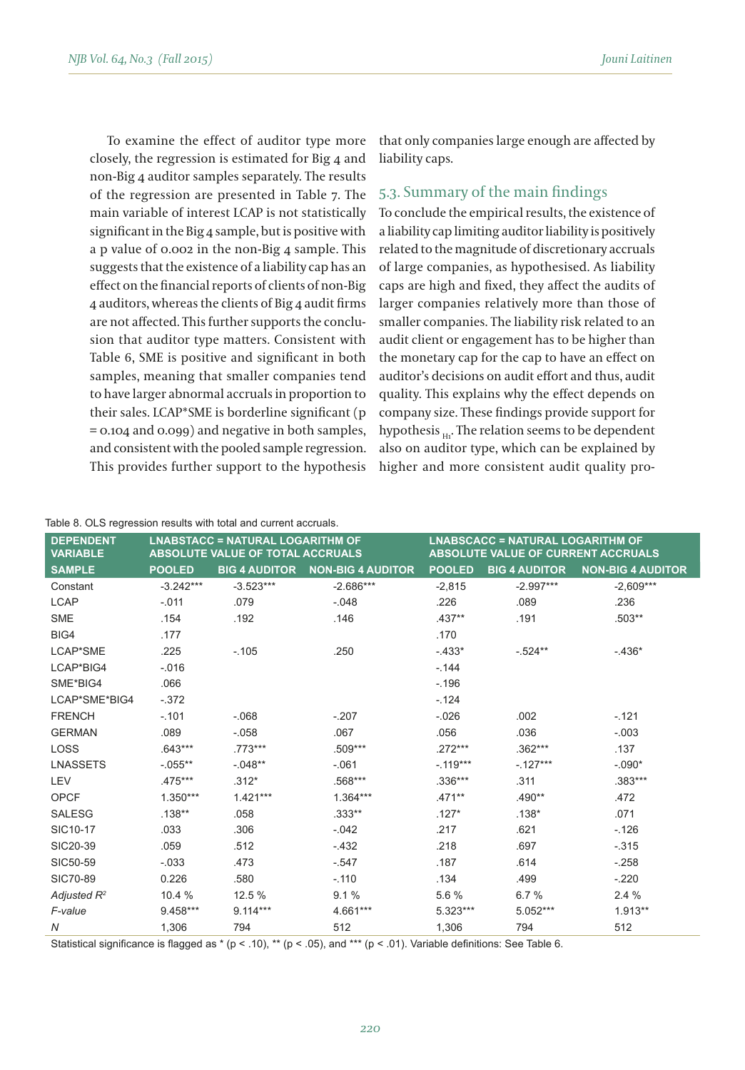To examine the effect of auditor type more closely, the regression is estimated for Big 4 and non-Big 4 auditor samples separately. The results of the regression are presented in Table 7. The main variable of interest LCAP is not statistically significant in the Big 4 sample, but is positive with a p value of 0.002 in the non-Big 4 sample. This suggests that the existence of a liability cap has an effect on the financial reports of clients of non-Big 4 auditors, whereas the clients of Big 4 audit firms are not affected. This further supports the conclusion that auditor type matters. Consistent with Table 6, SME is positive and significant in both samples, meaning that smaller companies tend to have larger abnormal accruals in proportion to their sales. LCAP*SME is borderline significant (p = 0.104 and 0.099) and negative in both samples, and consistent with the pooled sample regression. This provides further support to the hypothesis that only companies large enough are affected by liability caps.

## 5.3. Summary of the main findings

To conclude the empirical results, the existence of a liability cap limiting auditor liability is positively related to the magnitude of discretionary accruals of large companies, as hypothesised. As liability caps are high and fixed, they affect the audits of larger companies relatively more than those of smaller companies. The liability risk related to an audit client or engagement has to be higher than the monetary cap for the cap to have an effect on auditor's decisions on audit effort and thus, audit quality. This explains why the effect depends on company size. These findings provide support for hypothesis $_{H1}$. The relation seems to be dependent also on auditor type, which can be explained by higher and more consistent audit quality pro-

Table 8. OLS regression results with total and current accruals.

| DEPENDENT VARIABLE | LNABSTACC = NATURAL LOGARITHM OF ABSOLUTE VALUE OF TOTAL ACCRUALS | | | LNABSCACC = NATURAL LOGARITHM OF ABSOLUTE VALUE OF CURRENT ACCRUALS | | |
|---|---|---|---|---|---|---|
| SAMPLE | POOLED | BIG 4 AUDITOR | NON-BIG 4 AUDITOR | POOLED | BIG 4 AUDITOR | NON-BIG 4 AUDITOR |
| Constant | -3.242*** | -3.523*** | -2.686*** | -2,815 | -2.997*** | -2,609*** |
| LCAP | -.011 | .079 | -.048 | .226 | .089 | .236 |
| SME | .154 | .192 | .146 | .437** | .191 | .503** |
| BIG4 | .177 | | | .170 | | |
| LCAP*SME | .225 | -.105 | .250 | -.433* | -.524** | -.436* |
| LCAP*BIG4 | -.016 | | | -.144 | | |
| SME*BIG4 | .066 | | | -.196 | | |
| LCAP*SME*BIG4 | -.372 | | | -.124 | | |
| FRENCH | -.101 | -.068 | -.207 | -.026 | .002 | -.121 |
| GERMAN | .089 | -.058 | .067 | .056 | .036 | -.003 |
| LOSS | .643*** | .773*** | .509*** | .272*** | .362*** | .137 |
| LNASSETS | -.055** | -.048** | -.061 | -.119*** | -.127*** | -.090* |
| LEV | .475*** | .312* | .568*** | .336*** | .311 | .383*** |
| OPCF | 1.350*** | 1.421*** | 1.364*** | .471** | .490** | .472 |
| SALESG | .138** | .058 | .333** | .127* | .138* | .071 |
| SIC10-17 | .033 | .306 | -.042 | .217 | .621 | -.126 |
| SIC20-39 | .059 | .512 | -.432 | .218 | .697 | -.315 |
| SIC50-59 | -.033 | .473 | -.547 | .187 | .614 | -.258 |
| SIC70-89 | 0.226 | .580 | -.110 | .134 | .499 | -.220 |
| *Adjusted $R^2$* | 10.4 % | 12.5 % | 9.1 % | 5.6 % | 6.7 % | 2.4 % |
| *F-value* | 9.458*** | 9.114*** | 4.661*** | 5.323*** | 5.052*** | 1.913** |
| *N* | 1,306 | 794 | 512 | 1,306 | 794 | 512 |

Statistical significance is flagged as * ($p < .10$), ** ($p < .05$), and *** ($p < .01$). Variable definitions: See Table 6.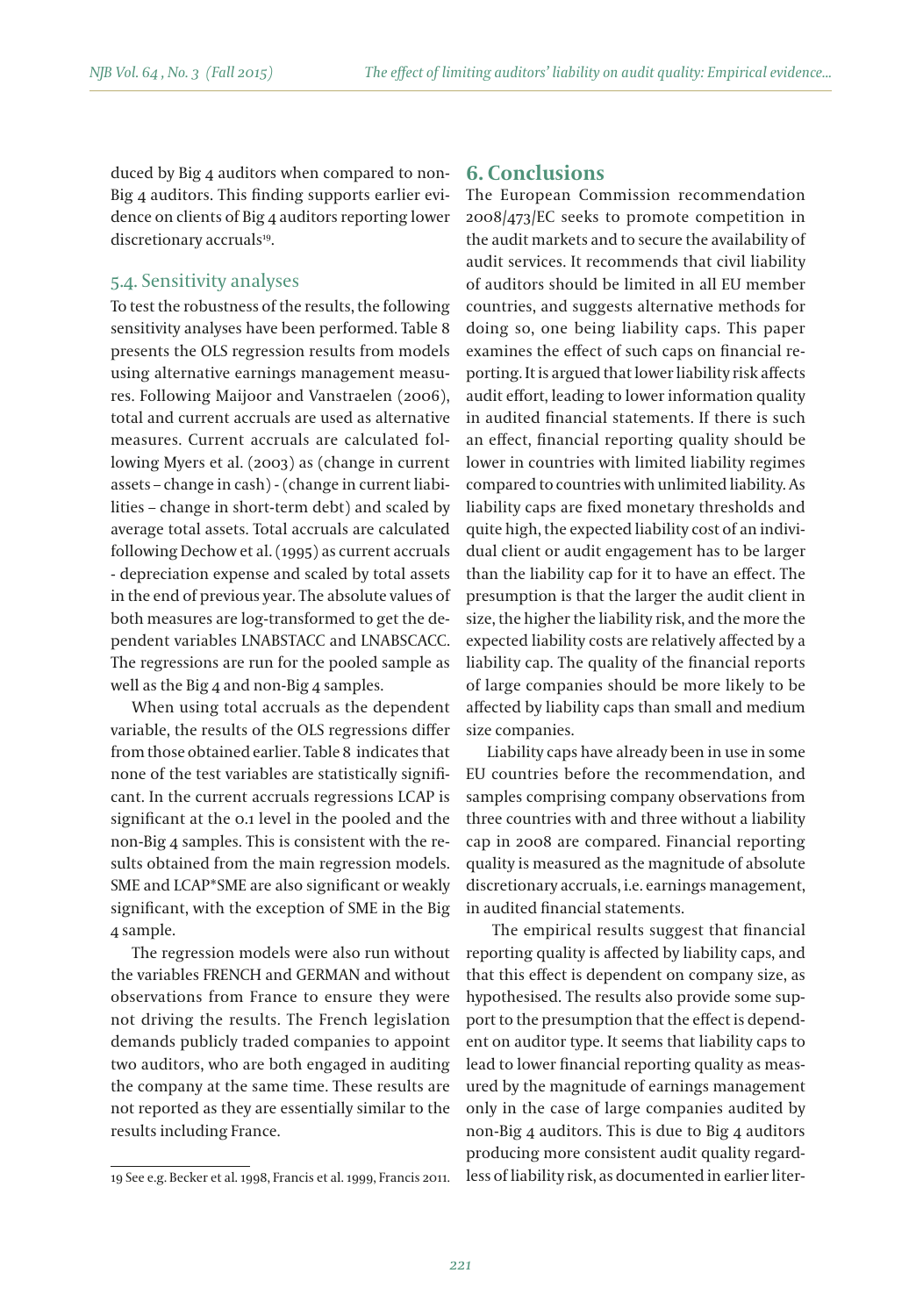duced by Big 4 auditors when compared to non-Big 4 auditors. This finding supports earlier evidence on clients of Big 4 auditors reporting lower discretionary accruals[19].

### 5.4. Sensitivity analyses

To test the robustness of the results, the following sensitivity analyses have been performed. Table 8 presents the OLS regression results from models using alternative earnings management measures. Following Maijoor and Vanstraelen (2006), total and current accruals are used as alternative measures. Current accruals are calculated following Myers et al. (2003) as (change in current assets – change in cash) - (change in current liabilities – change in short-term debt) and scaled by average total assets. Total accruals are calculated following Dechow et al. (1995) as current accruals - depreciation expense and scaled by total assets in the end of previous year. The absolute values of both measures are log-transformed to get the dependent variables LNABSTACC and LNABSCACC. The regressions are run for the pooled sample as well as the Big 4 and non-Big 4 samples.

When using total accruals as the dependent variable, the results of the OLS regressions differ from those obtained earlier. Table 8 indicates that none of the test variables are statistically significant. In the current accruals regressions LCAP is significant at the 0.1 level in the pooled and the non-Big 4 samples. This is consistent with the results obtained from the main regression models. SME and LCAP*SME are also significant or weakly significant, with the exception of SME in the Big 4 sample.

The regression models were also run without the variables FRENCH and GERMAN and without observations from France to ensure they were not driving the results. The French legislation demands publicly traded companies to appoint two auditors, who are both engaged in auditing the company at the same time. These results are not reported as they are essentially similar to the results including France.

19 See e.g. Becker et al. 1998, Francis et al. 1999, Francis 2011.

## 6. Conclusions

The European Commission recommendation 2008/473/EC seeks to promote competition in the audit markets and to secure the availability of audit services. It recommends that civil liability of auditors should be limited in all EU member countries, and suggests alternative methods for doing so, one being liability caps. This paper examines the effect of such caps on financial reporting. It is argued that lower liability risk affects audit effort, leading to lower information quality in audited financial statements. If there is such an effect, financial reporting quality should be lower in countries with limited liability regimes compared to countries with unlimited liability. As liability caps are fixed monetary thresholds and quite high, the expected liability cost of an individual client or audit engagement has to be larger than the liability cap for it to have an effect. The presumption is that the larger the audit client in size, the higher the liability risk, and the more the expected liability costs are relatively affected by a liability cap. The quality of the financial reports of large companies should be more likely to be affected by liability caps than small and medium size companies.

Liability caps have already been in use in some EU countries before the recommendation, and samples comprising company observations from three countries with and three without a liability cap in 2008 are compared. Financial reporting quality is measured as the magnitude of absolute discretionary accruals, i.e. earnings management, in audited financial statements.

The empirical results suggest that financial reporting quality is affected by liability caps, and that this effect is dependent on company size, as hypothesised. The results also provide some support to the presumption that the effect is dependent on auditor type. It seems that liability caps to lead to lower financial reporting quality as measured by the magnitude of earnings management only in the case of large companies audited by non-Big 4 auditors. This is due to Big 4 auditors producing more consistent audit quality regardless of liability risk, as documented in earlier liter-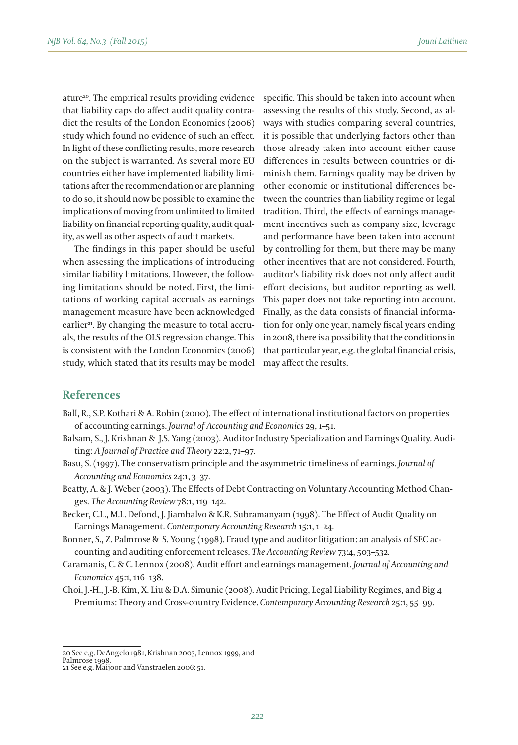ature[20]. The empirical results providing evidence that liability caps do affect audit quality contradict the results of the London Economics (2006) study which found no evidence of such an effect. In light of these conflicting results, more research on the subject is warranted. As several more EU countries either have implemented liability limitations after the recommendation or are planning to do so, it should now be possible to examine the implications of moving from unlimited to limited liability on financial reporting quality, audit quality, as well as other aspects of audit markets.

The findings in this paper should be useful when assessing the implications of introducing similar liability limitations. However, the following limitations should be noted. First, the limitations of working capital accruals as earnings management measure have been acknowledged earlier[21]. By changing the measure to total accruals, the results of the OLS regression change. This is consistent with the London Economics (2006) study, which stated that its results may be model specific. This should be taken into account when assessing the results of this study. Second, as always with studies comparing several countries, it is possible that underlying factors other than those already taken into account either cause differences in results between countries or diminish them. Earnings quality may be driven by other economic or institutional differences between the countries than liability regime or legal tradition. Third, the effects of earnings management incentives such as company size, leverage and performance have been taken into account by controlling for them, but there may be many other incentives that are not considered. Fourth, auditor's liability risk does not only affect audit effort decisions, but auditor reporting as well. This paper does not take reporting into account. Finally, as the data consists of financial information for only one year, namely fiscal years ending in 2008, there is a possibility that the conditions in that particular year, e.g. the global financial crisis, may affect the results.

## References

Ball, R., S.P. Kothari & A. Robin (2000). The effect of international institutional factors on properties of accounting earnings. *Journal of Accounting and Economics* 29, 1–51.

Balsam, S., J. Krishnan & J.S. Yang (2003). Auditor Industry Specialization and Earnings Quality. Auditing: *A Journal of Practice and Theory* 22:2, 71–97.

Basu, S. (1997). The conservatism principle and the asymmetric timeliness of earnings. *Journal of Accounting and Economics* 24:1, 3–37.

Beatty, A. & J. Weber (2003). The Effects of Debt Contracting on Voluntary Accounting Method Changes. *The Accounting Review* 78:1, 119–142.

Becker, C.L., M.L. Defond, J. Jiambalvo & K.R. Subramanyam (1998). The Effect of Audit Quality on Earnings Management. *Contemporary Accounting Research* 15:1, 1–24.

Bonner, S., Z. Palmrose & S. Young (1998). Fraud type and auditor litigation: an analysis of SEC accounting and auditing enforcement releases. *The Accounting Review* 73:4, 503–532.

Caramanis, C. & C. Lennox (2008). Audit effort and earnings management. *Journal of Accounting and Economics* 45:1, 116–138.

Choi, J.-H., J.-B. Kim, X. Liu & D.A. Simunic (2008). Audit Pricing, Legal Liability Regimes, and Big 4 Premiums: Theory and Cross-country Evidence. *Contemporary Accounting Research* 25:1, 55–99.

---

20 See e.g. DeAngelo 1981, Krishnan 2003, Lennox 1999, and Palmrose 1998.

21 See e.g. Maijoor and Vanstraelen 2006: 51.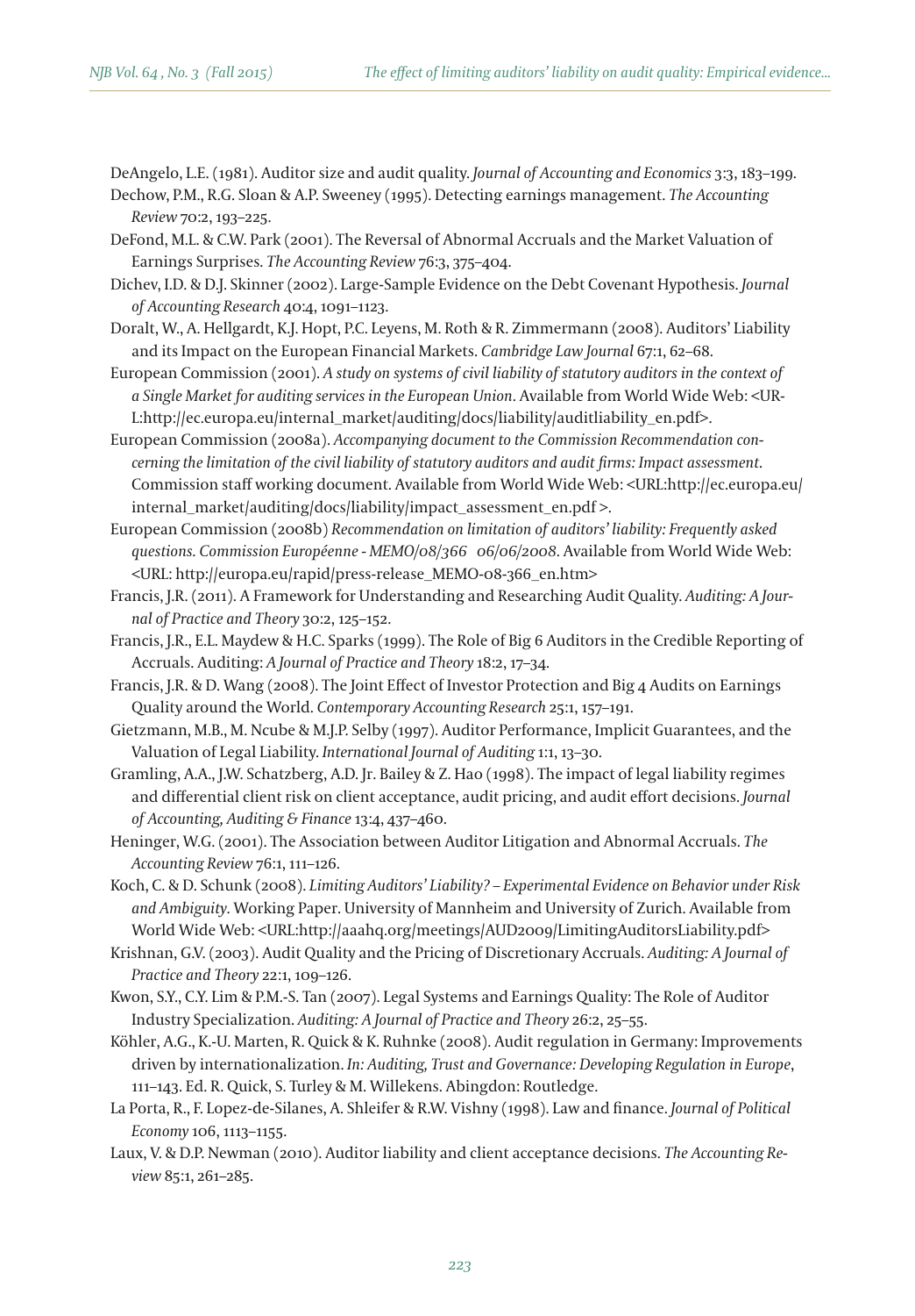DeAngelo, L.E. (1981). Auditor size and audit quality. *Journal of Accounting and Economics* 3:3, 183–199.

Dechow, P.M., R.G. Sloan & A.P. Sweeney (1995). Detecting earnings management. *The Accounting Review* 70:2, 193–225.

DeFond, M.L. & C.W. Park (2001). The Reversal of Abnormal Accruals and the Market Valuation of Earnings Surprises. *The Accounting Review* 76:3, 375–404.

Dichev, I.D. & D.J. Skinner (2002). Large-Sample Evidence on the Debt Covenant Hypothesis. *Journal of Accounting Research* 40:4, 1091–1123.

Doralt, W., A. Hellgardt, K.J. Hopt, P.C. Leyens, M. Roth & R. Zimmermann (2008). Auditors' Liability and its Impact on the European Financial Markets. *Cambridge Law Journal* 67:1, 62–68.

European Commission (2001). *A study on systems of civil liability of statutory auditors in the context of a Single Market for auditing services in the European Union*. Available from World Wide Web: <URL:http://ec.europa.eu/internal_market/auditing/docs/liability/auditliability_en.pdf>.

European Commission (2008a). *Accompanying document to the Commission Recommendation concerning the limitation of the civil liability of statutory auditors and audit firms: Impact assessment*. Commission staff working document. Available from World Wide Web: <URL:http://ec.europa.eu/internal_market/auditing/docs/liability/impact_assessment_en.pdf >.

European Commission (2008b) *Recommendation on limitation of auditors' liability: Frequently asked questions. Commission Européenne - MEMO/08/366 06/06/2008*. Available from World Wide Web: <URL: http://europa.eu/rapid/press-release_MEMO-08-366_en.htm>

Francis, J.R. (2011). A Framework for Understanding and Researching Audit Quality. *Auditing: A Journal of Practice and Theory* 30:2, 125–152.

Francis, J.R., E.L. Maydew & H.C. Sparks (1999). The Role of Big 6 Auditors in the Credible Reporting of Accruals. Auditing: *A Journal of Practice and Theory* 18:2, 17–34.

Francis, J.R. & D. Wang (2008). The Joint Effect of Investor Protection and Big 4 Audits on Earnings Quality around the World. *Contemporary Accounting Research* 25:1, 157–191.

Gietzmann, M.B., M. Ncube & M.J.P. Selby (1997). Auditor Performance, Implicit Guarantees, and the Valuation of Legal Liability. *International Journal of Auditing* 1:1, 13–30.

Gramling, A.A., J.W. Schatzberg, A.D. Jr. Bailey & Z. Hao (1998). The impact of legal liability regimes and differential client risk on client acceptance, audit pricing, and audit effort decisions. *Journal of Accounting, Auditing & Finance* 13:4, 437–460.

Heninger, W.G. (2001). The Association between Auditor Litigation and Abnormal Accruals. *The Accounting Review* 76:1, 111–126.

Koch, C. & D. Schunk (2008). *Limiting Auditors' Liability? – Experimental Evidence on Behavior under Risk and Ambiguity*. Working Paper. University of Mannheim and University of Zurich. Available from World Wide Web: <URL:http://aaahq.org/meetings/AUD2009/LimitingAuditorsLiability.pdf>

Krishnan, G.V. (2003). Audit Quality and the Pricing of Discretionary Accruals. *Auditing: A Journal of Practice and Theory* 22:1, 109–126.

Kwon, S.Y., C.Y. Lim & P.M.-S. Tan (2007). Legal Systems and Earnings Quality: The Role of Auditor Industry Specialization. *Auditing: A Journal of Practice and Theory* 26:2, 25–55.

Köhler, A.G., K.-U. Marten, R. Quick & K. Ruhnke (2008). Audit regulation in Germany: Improvements driven by internationalization. *In: Auditing, Trust and Governance: Developing Regulation in Europe*, 111–143. Ed. R. Quick, S. Turley & M. Willekens. Abingdon: Routledge.

La Porta, R., F. Lopez-de-Silanes, A. Shleifer & R.W. Vishny (1998). Law and finance. *Journal of Political Economy* 106, 1113–1155.

Laux, V. & D.P. Newman (2010). Auditor liability and client acceptance decisions. *The Accounting Review* 85:1, 261–285.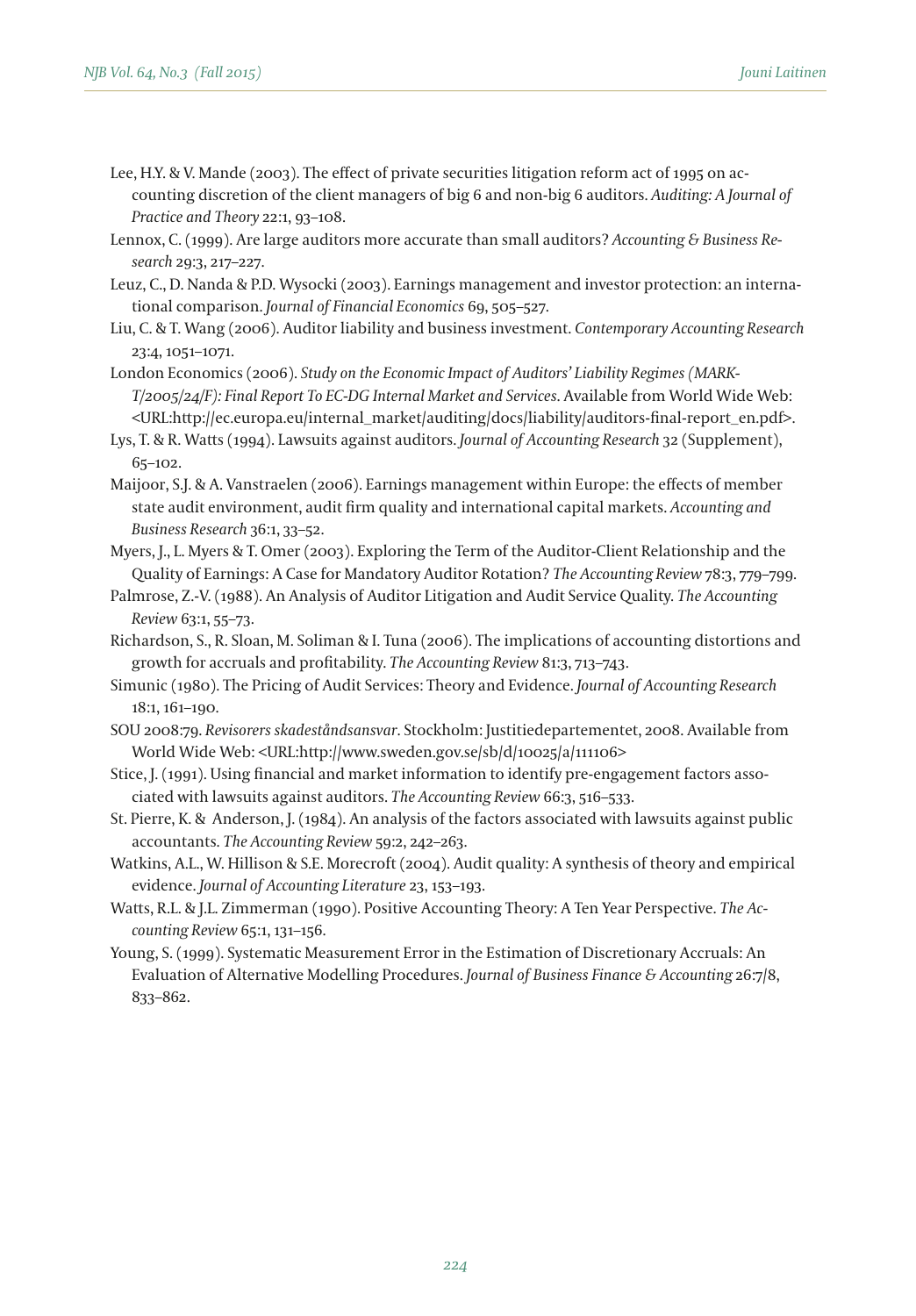Lee, H.Y. & V. Mande (2003). The effect of private securities litigation reform act of 1995 on accounting discretion of the client managers of big 6 and non-big 6 auditors. *Auditing: A Journal of Practice and Theory* 22:1, 93–108.

Lennox, C. (1999). Are large auditors more accurate than small auditors? *Accounting & Business Research* 29:3, 217–227.

Leuz, C., D. Nanda & P.D. Wysocki (2003). Earnings management and investor protection: an international comparison. *Journal of Financial Economics* 69, 505–527.

Liu, C. & T. Wang (2006). Auditor liability and business investment. *Contemporary Accounting Research* 23:4, 1051–1071.

London Economics (2006). *Study on the Economic Impact of Auditors' Liability Regimes (MARKT/2005/24/F): Final Report To EC-DG Internal Market and Services*. Available from World Wide Web: <URL:http://ec.europa.eu/internal_market/auditing/docs/liability/auditors-final-report_en.pdf>.

Lys, T. & R. Watts (1994). Lawsuits against auditors. *Journal of Accounting Research* 32 (Supplement), 65–102.

Maijoor, S.J. & A. Vanstraelen (2006). Earnings management within Europe: the effects of member state audit environment, audit firm quality and international capital markets. *Accounting and Business Research* 36:1, 33–52.

Myers, J., L. Myers & T. Omer (2003). Exploring the Term of the Auditor-Client Relationship and the Quality of Earnings: A Case for Mandatory Auditor Rotation? *The Accounting Review* 78:3, 779–799.

Palmrose, Z.-V. (1988). An Analysis of Auditor Litigation and Audit Service Quality. *The Accounting Review* 63:1, 55–73.

Richardson, S., R. Sloan, M. Soliman & I. Tuna (2006). The implications of accounting distortions and growth for accruals and profitability. *The Accounting Review* 81:3, 713–743.

Simunic (1980). The Pricing of Audit Services: Theory and Evidence. *Journal of Accounting Research* 18:1, 161–190.

SOU 2008:79. *Revisorers skadeståndsansvar*. Stockholm: Justitiedepartementet, 2008. Available from World Wide Web: <URL:http://www.sweden.gov.se/sb/d/10025/a/111106>

Stice, J. (1991). Using financial and market information to identify pre-engagement factors associated with lawsuits against auditors. *The Accounting Review* 66:3, 516–533.

St. Pierre, K. & Anderson, J. (1984). An analysis of the factors associated with lawsuits against public accountants. *The Accounting Review* 59:2, 242–263.

Watkins, A.L., W. Hillison & S.E. Morecroft (2004). Audit quality: A synthesis of theory and empirical evidence. *Journal of Accounting Literature* 23, 153–193.

Watts, R.L. & J.L. Zimmerman (1990). Positive Accounting Theory: A Ten Year Perspective. *The Accounting Review* 65:1, 131–156.

Young, S. (1999). Systematic Measurement Error in the Estimation of Discretionary Accruals: An Evaluation of Alternative Modelling Procedures. *Journal of Business Finance & Accounting* 26:7/8, 833–862.